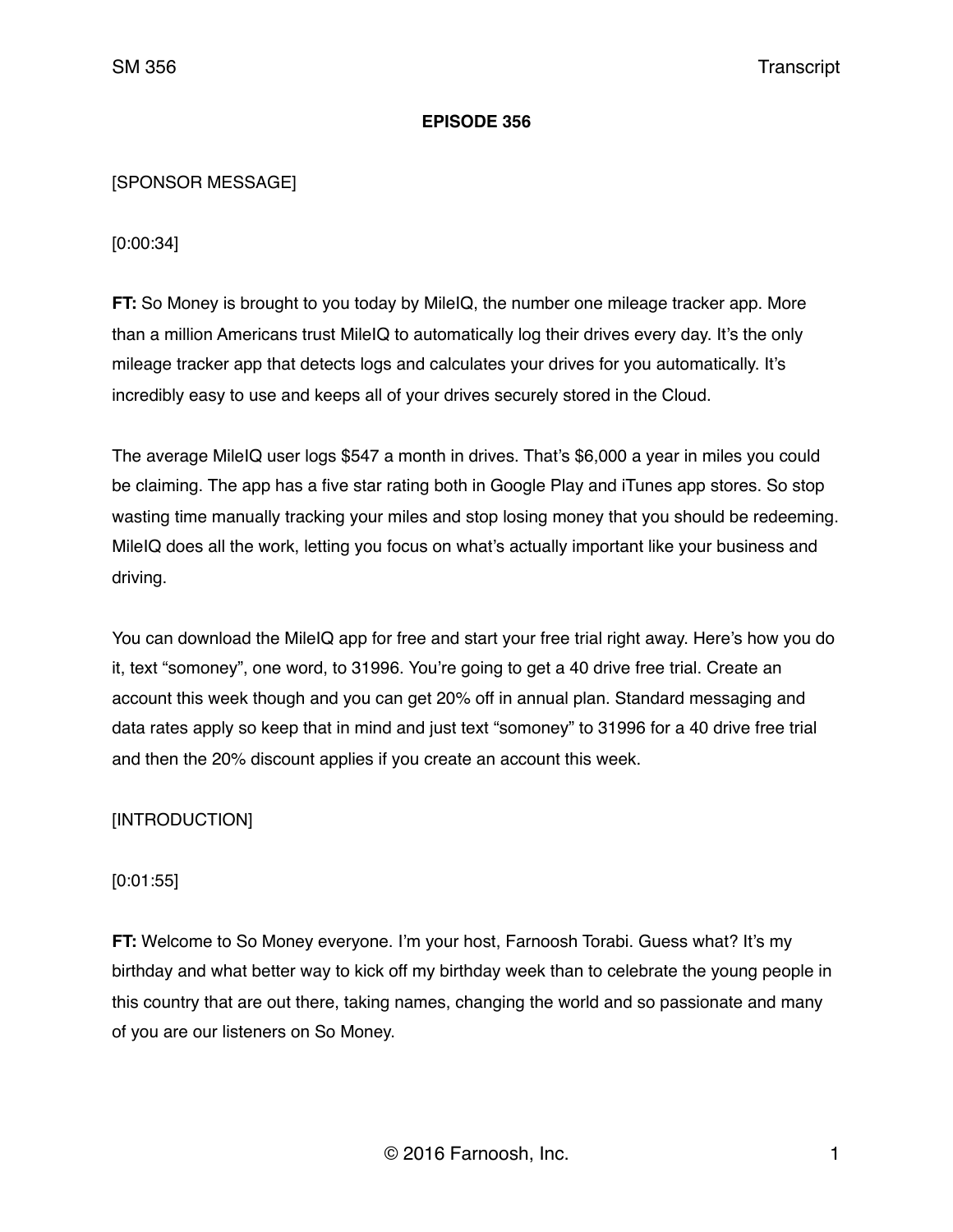**EPISODE 356**

[SPONSOR MESSAGE]

[0:00:34]

**FT:** So Money is brought to you today by MileIQ, the number one mileage tracker app. More than a million Americans trust MileIQ to automatically log their drives every day. It's the only mileage tracker app that detects logs and calculates your drives for you automatically. It's incredibly easy to use and keeps all of your drives securely stored in the Cloud.

The average MileIQ user logs $547 a month in drives. That's $6,000 a year in miles you could be claiming. The app has a five star rating both in Google Play and iTunes app stores. So stop wasting time manually tracking your miles and stop losing money that you should be redeeming. MileIQ does all the work, letting you focus on what's actually important like your business and driving.

You can download the MileIQ app for free and start your free trial right away. Here's how you do it, text "somoney", one word, to 31996. You're going to get a 40 drive free trial. Create an account this week though and you can get 20% off in annual plan. Standard messaging and data rates apply so keep that in mind and just text "somoney" to 31996 for a 40 drive free trial and then the 20% discount applies if you create an account this week.

[INTRODUCTION]

[0:01:55]

**FT:** Welcome to So Money everyone. I'm your host, Farnoosh Torabi. Guess what? It's my birthday and what better way to kick off my birthday week than to celebrate the young people in this country that are out there, taking names, changing the world and so passionate and many of you are our listeners on So Money.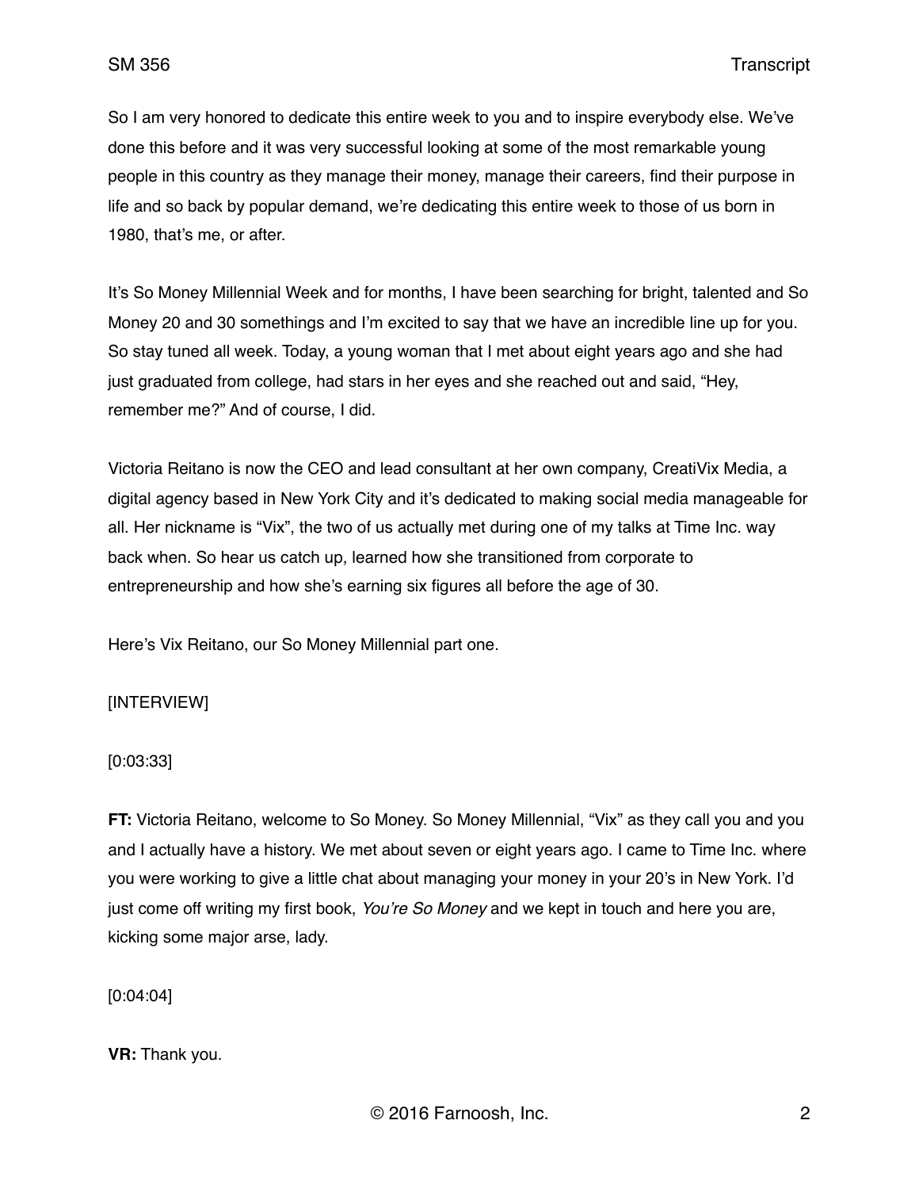So I am very honored to dedicate this entire week to you and to inspire everybody else. We've done this before and it was very successful looking at some of the most remarkable young people in this country as they manage their money, manage their careers, find their purpose in life and so back by popular demand, we're dedicating this entire week to those of us born in 1980, that's me, or after.

It's So Money Millennial Week and for months, I have been searching for bright, talented and So Money 20 and 30 somethings and I'm excited to say that we have an incredible line up for you. So stay tuned all week. Today, a young woman that I met about eight years ago and she had just graduated from college, had stars in her eyes and she reached out and said, "Hey, remember me?" And of course, I did.

Victoria Reitano is now the CEO and lead consultant at her own company, CreatiVix Media, a digital agency based in New York City and it's dedicated to making social media manageable for all. Her nickname is "Vix", the two of us actually met during one of my talks at Time Inc. way back when. So hear us catch up, learned how she transitioned from corporate to entrepreneurship and how she's earning six figures all before the age of 30.

Here's Vix Reitano, our So Money Millennial part one.

[INTERVIEW]

[0:03:33]

**FT:** Victoria Reitano, welcome to So Money. So Money Millennial, "Vix" as they call you and you and I actually have a history. We met about seven or eight years ago. I came to Time Inc. where you were working to give a little chat about managing your money in your 20's in New York. I'd just come off writing my first book, *You're So Money* and we kept in touch and here you are, kicking some major arse, lady.

[0:04:04]

**VR:** Thank you.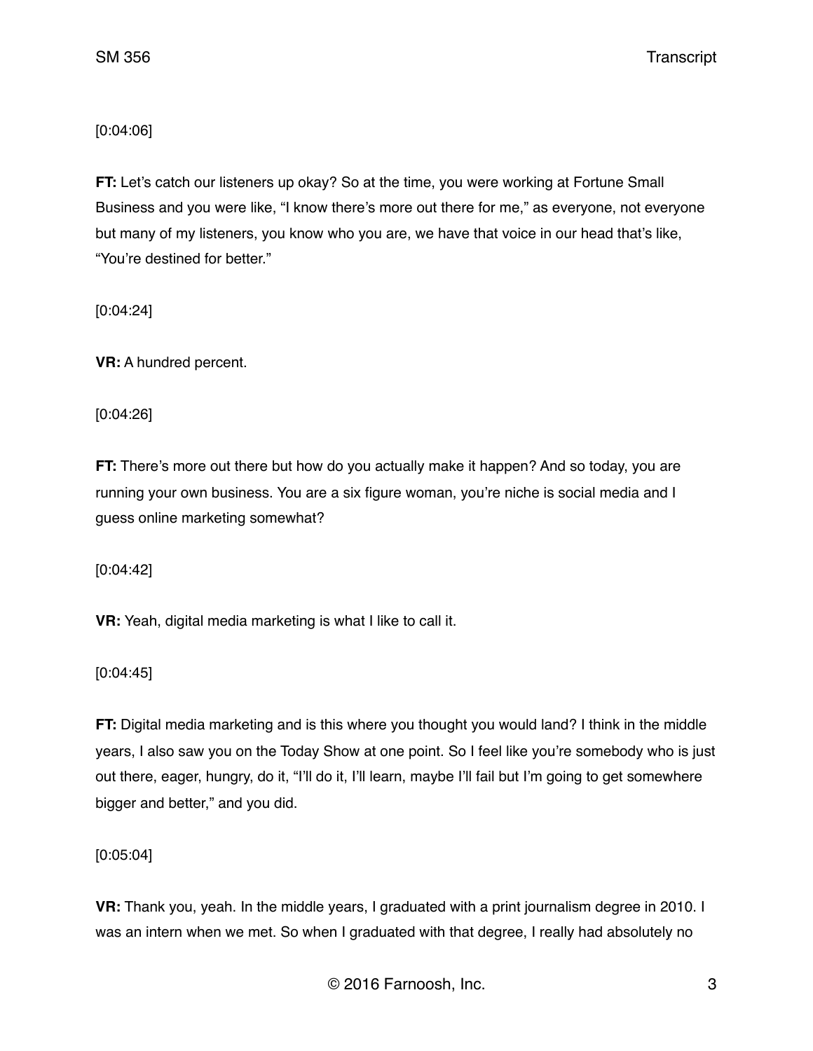[0:04:06]

**FT:** Let's catch our listeners up okay? So at the time, you were working at Fortune Small Business and you were like, "I know there's more out there for me," as everyone, not everyone but many of my listeners, you know who you are, we have that voice in our head that's like, "You're destined for better."

[0:04:24]

**VR:** A hundred percent.

[0:04:26]

**FT:** There's more out there but how do you actually make it happen? And so today, you are running your own business. You are a six figure woman, you're niche is social media and I guess online marketing somewhat?

[0:04:42]

**VR:** Yeah, digital media marketing is what I like to call it.

[0:04:45]

**FT:** Digital media marketing and is this where you thought you would land? I think in the middle years, I also saw you on the Today Show at one point. So I feel like you're somebody who is just out there, eager, hungry, do it, "I'll do it, I'll learn, maybe I'll fail but I'm going to get somewhere bigger and better," and you did.

[0:05:04]

**VR:** Thank you, yeah. In the middle years, I graduated with a print journalism degree in 2010. I was an intern when we met. So when I graduated with that degree, I really had absolutely no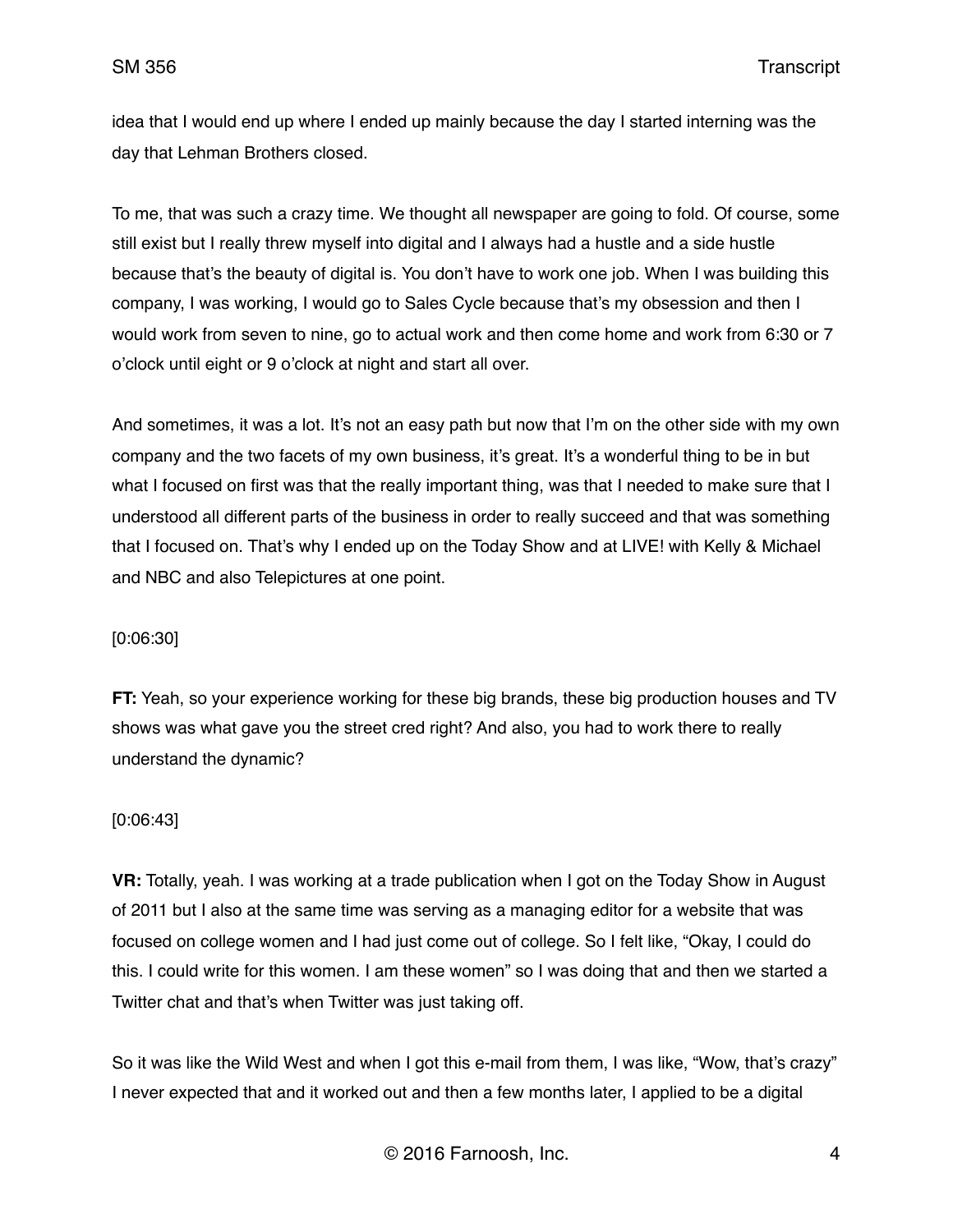idea that I would end up where I ended up mainly because the day I started interning was the day that Lehman Brothers closed.

To me, that was such a crazy time. We thought all newspaper are going to fold. Of course, some still exist but I really threw myself into digital and I always had a hustle and a side hustle because that's the beauty of digital is. You don't have to work one job. When I was building this company, I was working, I would go to Sales Cycle because that's my obsession and then I would work from seven to nine, go to actual work and then come home and work from 6:30 or 7 o'clock until eight or 9 o'clock at night and start all over.

And sometimes, it was a lot. It's not an easy path but now that I'm on the other side with my own company and the two facets of my own business, it's great. It's a wonderful thing to be in but what I focused on first was that the really important thing, was that I needed to make sure that I understood all different parts of the business in order to really succeed and that was something that I focused on. That's why I ended up on the Today Show and at LIVE! with Kelly & Michael and NBC and also Telepictures at one point.

[0:06:30]

**FT:** Yeah, so your experience working for these big brands, these big production houses and TV shows was what gave you the street cred right? And also, you had to work there to really understand the dynamic?

[0:06:43]

**VR:** Totally, yeah. I was working at a trade publication when I got on the Today Show in August of 2011 but I also at the same time was serving as a managing editor for a website that was focused on college women and I had just come out of college. So I felt like, "Okay, I could do this. I could write for this women. I am these women" so I was doing that and then we started a Twitter chat and that's when Twitter was just taking off.

So it was like the Wild West and when I got this e-mail from them, I was like, "Wow, that's crazy" I never expected that and it worked out and then a few months later, I applied to be a digital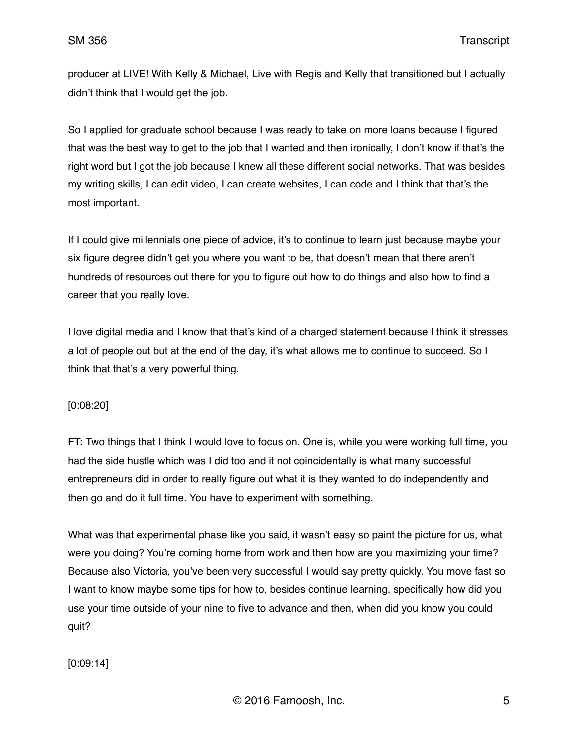producer at LIVE! With Kelly & Michael, Live with Regis and Kelly that transitioned but I actually didn't think that I would get the job.

So I applied for graduate school because I was ready to take on more loans because I figured that was the best way to get to the job that I wanted and then ironically, I don't know if that's the right word but I got the job because I knew all these different social networks. That was besides my writing skills, I can edit video, I can create websites, I can code and I think that that's the most important.

If I could give millennials one piece of advice, it's to continue to learn just because maybe your six figure degree didn't get you where you want to be, that doesn't mean that there aren't hundreds of resources out there for you to figure out how to do things and also how to find a career that you really love.

I love digital media and I know that that's kind of a charged statement because I think it stresses a lot of people out but at the end of the day, it's what allows me to continue to succeed. So I think that that's a very powerful thing.

[0:08:20]

**FT:** Two things that I think I would love to focus on. One is, while you were working full time, you had the side hustle which was I did too and it not coincidentally is what many successful entrepreneurs did in order to really figure out what it is they wanted to do independently and then go and do it full time. You have to experiment with something.

What was that experimental phase like you said, it wasn't easy so paint the picture for us, what were you doing? You're coming home from work and then how are you maximizing your time? Because also Victoria, you've been very successful I would say pretty quickly. You move fast so I want to know maybe some tips for how to, besides continue learning, specifically how did you use your time outside of your nine to five to advance and then, when did you know you could quit?

[0:09:14]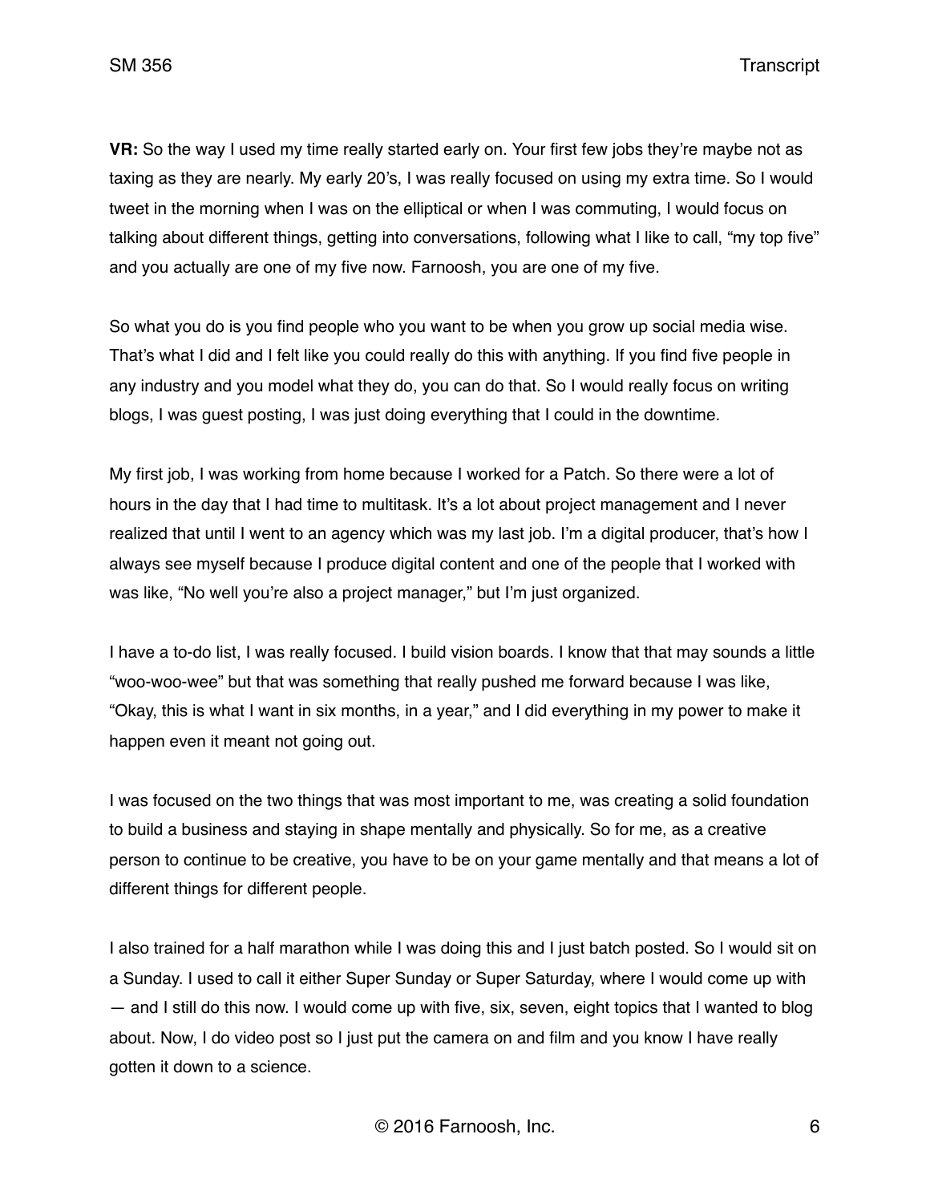**VR:** So the way I used my time really started early on. Your first few jobs they're maybe not as taxing as they are nearly. My early 20's, I was really focused on using my extra time. So I would tweet in the morning when I was on the elliptical or when I was commuting, I would focus on talking about different things, getting into conversations, following what I like to call, "my top five" and you actually are one of my five now. Farnoosh, you are one of my five.

So what you do is you find people who you want to be when you grow up social media wise. That's what I did and I felt like you could really do this with anything. If you find five people in any industry and you model what they do, you can do that. So I would really focus on writing blogs, I was guest posting, I was just doing everything that I could in the downtime.

My first job, I was working from home because I worked for a Patch. So there were a lot of hours in the day that I had time to multitask. It's a lot about project management and I never realized that until I went to an agency which was my last job. I'm a digital producer, that's how I always see myself because I produce digital content and one of the people that I worked with was like, "No well you're also a project manager," but I'm just organized.

I have a to-do list, I was really focused. I build vision boards. I know that that may sounds a little "woo-woo-wee" but that was something that really pushed me forward because I was like, "Okay, this is what I want in six months, in a year," and I did everything in my power to make it happen even it meant not going out.

I was focused on the two things that was most important to me, was creating a solid foundation to build a business and staying in shape mentally and physically. So for me, as a creative person to continue to be creative, you have to be on your game mentally and that means a lot of different things for different people.

I also trained for a half marathon while I was doing this and I just batch posted. So I would sit on a Sunday. I used to call it either Super Sunday or Super Saturday, where I would come up with — and I still do this now. I would come up with five, six, seven, eight topics that I wanted to blog about. Now, I do video post so I just put the camera on and film and you know I have really gotten it down to a science.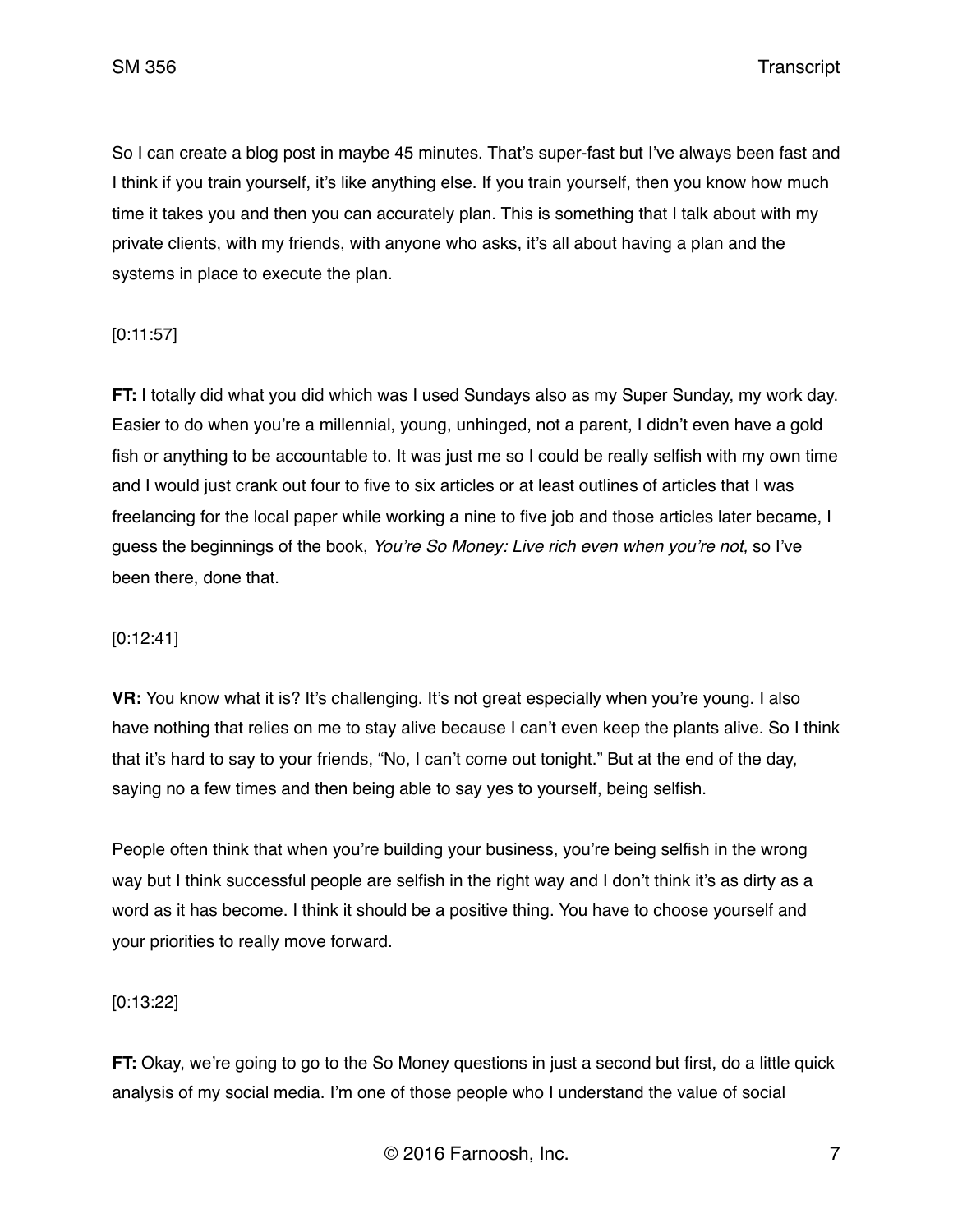So I can create a blog post in maybe 45 minutes. That's super-fast but I've always been fast and I think if you train yourself, it's like anything else. If you train yourself, then you know how much time it takes you and then you can accurately plan. This is something that I talk about with my private clients, with my friends, with anyone who asks, it's all about having a plan and the systems in place to execute the plan.

[0:11:57]

**FT:** I totally did what you did which was I used Sundays also as my Super Sunday, my work day. Easier to do when you're a millennial, young, unhinged, not a parent, I didn't even have a gold fish or anything to be accountable to. It was just me so I could be really selfish with my own time and I would just crank out four to five to six articles or at least outlines of articles that I was freelancing for the local paper while working a nine to five job and those articles later became, I guess the beginnings of the book, *You're So Money: Live rich even when you're not,* so I've been there, done that.

[0:12:41]

**VR:** You know what it is? It's challenging. It's not great especially when you're young. I also have nothing that relies on me to stay alive because I can't even keep the plants alive. So I think that it's hard to say to your friends, "No, I can't come out tonight." But at the end of the day, saying no a few times and then being able to say yes to yourself, being selfish.

People often think that when you're building your business, you're being selfish in the wrong way but I think successful people are selfish in the right way and I don't think it's as dirty as a word as it has become. I think it should be a positive thing. You have to choose yourself and your priorities to really move forward.

[0:13:22]

**FT:** Okay, we're going to go to the So Money questions in just a second but first, do a little quick analysis of my social media. I'm one of those people who I understand the value of social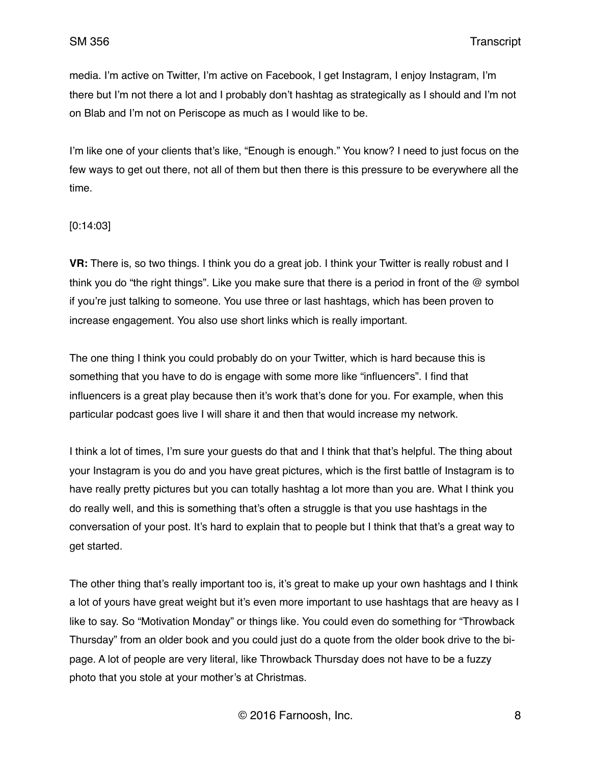media. I'm active on Twitter, I'm active on Facebook, I get Instagram, I enjoy Instagram, I'm there but I'm not there a lot and I probably don't hashtag as strategically as I should and I'm not on Blab and I'm not on Periscope as much as I would like to be.

I'm like one of your clients that's like, "Enough is enough." You know? I need to just focus on the few ways to get out there, not all of them but then there is this pressure to be everywhere all the time.

[0:14:03]

**VR:** There is, so two things. I think you do a great job. I think your Twitter is really robust and I think you do "the right things". Like you make sure that there is a period in front of the @ symbol if you're just talking to someone. You use three or last hashtags, which has been proven to increase engagement. You also use short links which is really important.

The one thing I think you could probably do on your Twitter, which is hard because this is something that you have to do is engage with some more like "influencers". I find that influencers is a great play because then it's work that's done for you. For example, when this particular podcast goes live I will share it and then that would increase my network.

I think a lot of times, I'm sure your guests do that and I think that that's helpful. The thing about your Instagram is you do and you have great pictures, which is the first battle of Instagram is to have really pretty pictures but you can totally hashtag a lot more than you are. What I think you do really well, and this is something that's often a struggle is that you use hashtags in the conversation of your post. It's hard to explain that to people but I think that that's a great way to get started.

The other thing that's really important too is, it's great to make up your own hashtags and I think a lot of yours have great weight but it's even more important to use hashtags that are heavy as I like to say. So "Motivation Monday" or things like. You could even do something for "Throwback Thursday" from an older book and you could just do a quote from the older book drive to the bi-page. A lot of people are very literal, like Throwback Thursday does not have to be a fuzzy photo that you stole at your mother's at Christmas.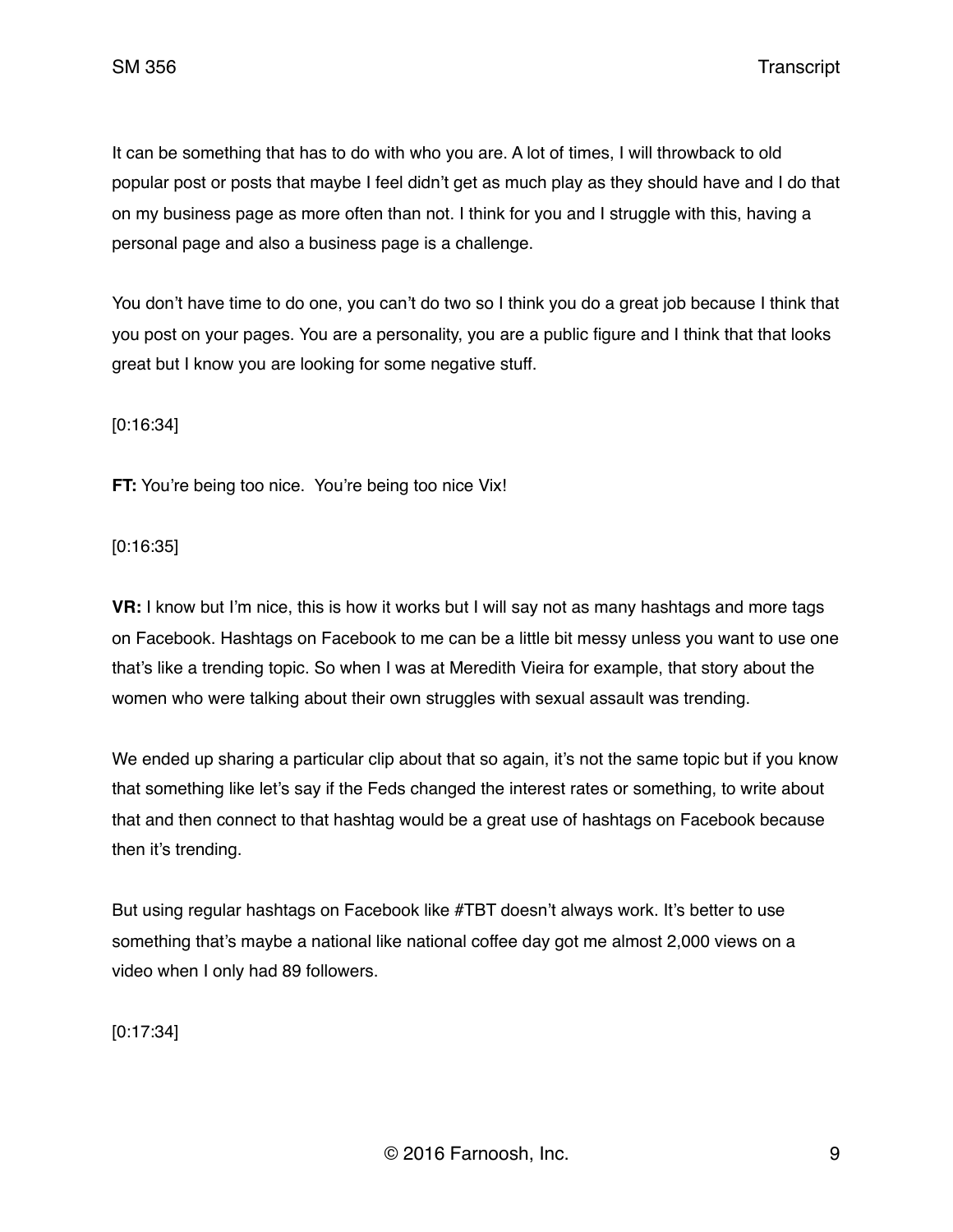It can be something that has to do with who you are. A lot of times, I will throwback to old popular post or posts that maybe I feel didn't get as much play as they should have and I do that on my business page as more often than not. I think for you and I struggle with this, having a personal page and also a business page is a challenge.

You don't have time to do one, you can't do two so I think you do a great job because I think that you post on your pages. You are a personality, you are a public figure and I think that that looks great but I know you are looking for some negative stuff.

[0:16:34]

**FT:** You're being too nice.  You're being too nice Vix!

[0:16:35]

**VR:** I know but I'm nice, this is how it works but I will say not as many hashtags and more tags on Facebook. Hashtags on Facebook to me can be a little bit messy unless you want to use one that's like a trending topic. So when I was at Meredith Vieira for example, that story about the women who were talking about their own struggles with sexual assault was trending.

We ended up sharing a particular clip about that so again, it's not the same topic but if you know that something like let's say if the Feds changed the interest rates or something, to write about that and then connect to that hashtag would be a great use of hashtags on Facebook because then it's trending.

But using regular hashtags on Facebook like #TBT doesn't always work. It's better to use something that's maybe a national like national coffee day got me almost 2,000 views on a video when I only had 89 followers.

[0:17:34]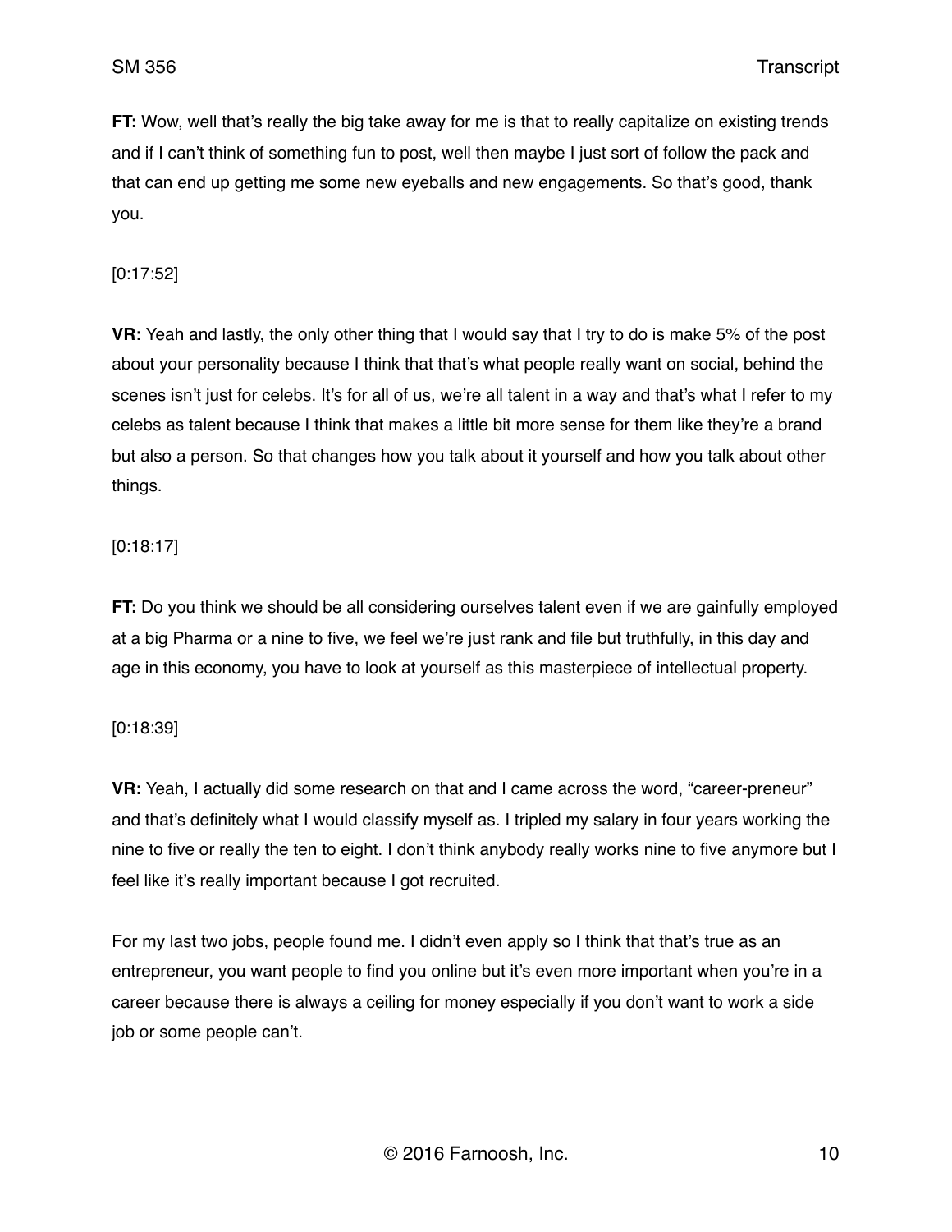**FT:** Wow, well that's really the big take away for me is that to really capitalize on existing trends and if I can't think of something fun to post, well then maybe I just sort of follow the pack and that can end up getting me some new eyeballs and new engagements. So that's good, thank you.

[0:17:52]

**VR:** Yeah and lastly, the only other thing that I would say that I try to do is make 5% of the post about your personality because I think that that's what people really want on social, behind the scenes isn't just for celebs. It's for all of us, we're all talent in a way and that's what I refer to my celebs as talent because I think that makes a little bit more sense for them like they're a brand but also a person. So that changes how you talk about it yourself and how you talk about other things.

[0:18:17]

**FT:** Do you think we should be all considering ourselves talent even if we are gainfully employed at a big Pharma or a nine to five, we feel we're just rank and file but truthfully, in this day and age in this economy, you have to look at yourself as this masterpiece of intellectual property.

[0:18:39]

**VR:** Yeah, I actually did some research on that and I came across the word, "career-preneur" and that's definitely what I would classify myself as. I tripled my salary in four years working the nine to five or really the ten to eight. I don't think anybody really works nine to five anymore but I feel like it's really important because I got recruited.

For my last two jobs, people found me. I didn't even apply so I think that that's true as an entrepreneur, you want people to find you online but it's even more important when you're in a career because there is always a ceiling for money especially if you don't want to work a side job or some people can't.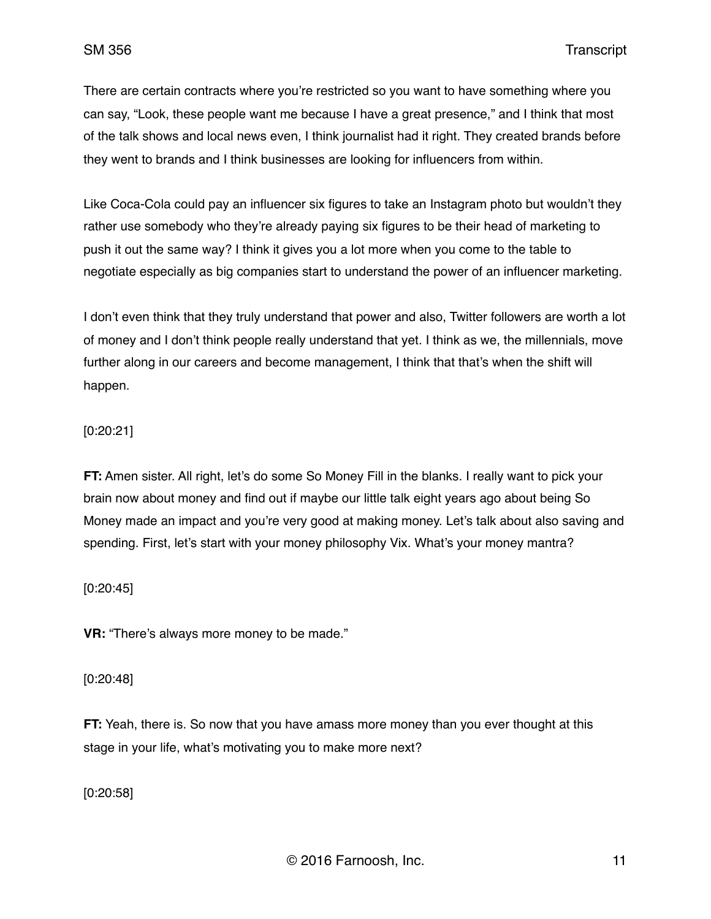There are certain contracts where you're restricted so you want to have something where you can say, "Look, these people want me because I have a great presence," and I think that most of the talk shows and local news even, I think journalist had it right. They created brands before they went to brands and I think businesses are looking for influencers from within.

Like Coca-Cola could pay an influencer six figures to take an Instagram photo but wouldn't they rather use somebody who they're already paying six figures to be their head of marketing to push it out the same way? I think it gives you a lot more when you come to the table to negotiate especially as big companies start to understand the power of an influencer marketing.

I don't even think that they truly understand that power and also, Twitter followers are worth a lot of money and I don't think people really understand that yet. I think as we, the millennials, move further along in our careers and become management, I think that that's when the shift will happen.

[0:20:21]

**FT:** Amen sister. All right, let's do some So Money Fill in the blanks. I really want to pick your brain now about money and find out if maybe our little talk eight years ago about being So Money made an impact and you're very good at making money. Let's talk about also saving and spending. First, let's start with your money philosophy Vix. What's your money mantra?

[0:20:45]

**VR:** "There's always more money to be made."

[0:20:48]

**FT:** Yeah, there is. So now that you have amass more money than you ever thought at this stage in your life, what's motivating you to make more next?

[0:20:58]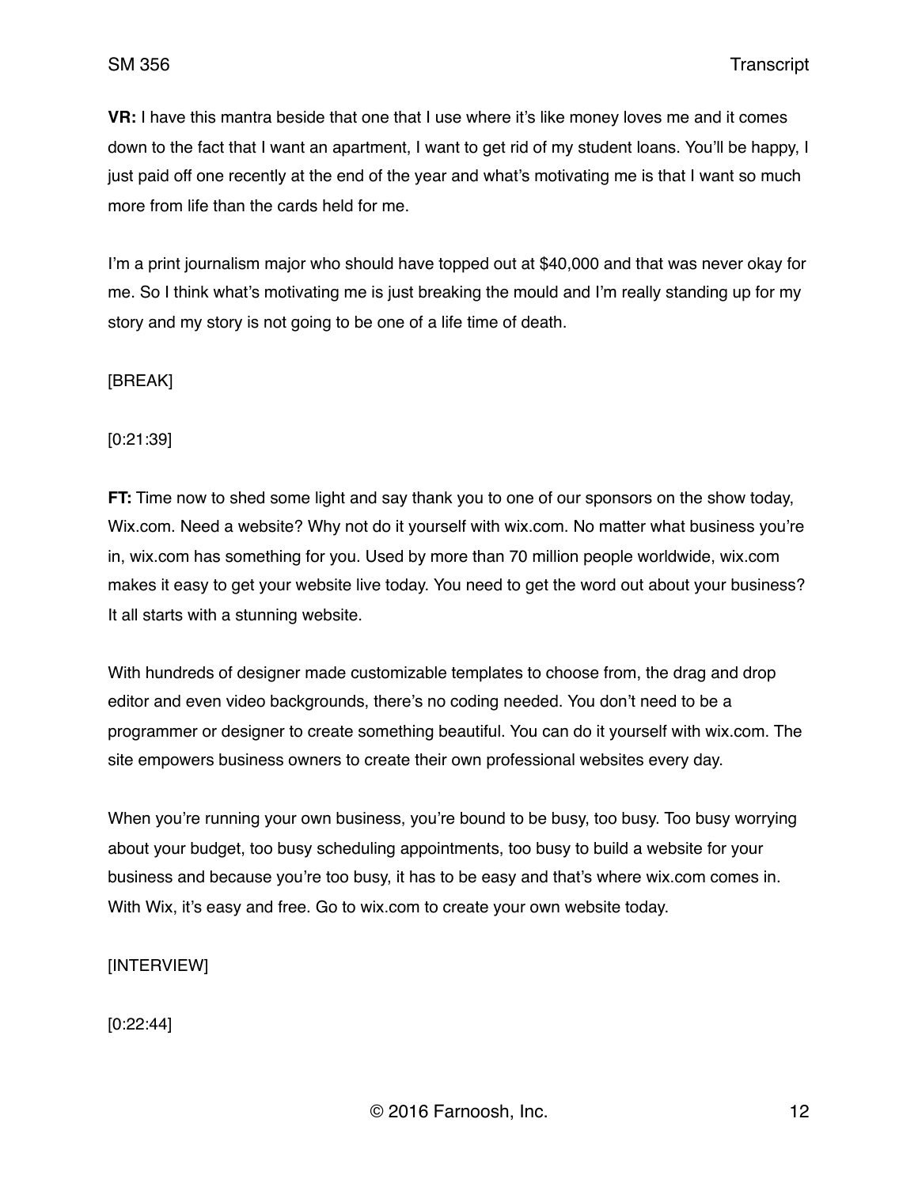**VR:** I have this mantra beside that one that I use where it's like money loves me and it comes down to the fact that I want an apartment, I want to get rid of my student loans. You'll be happy, I just paid off one recently at the end of the year and what's motivating me is that I want so much more from life than the cards held for me.

I'm a print journalism major who should have topped out at $40,000 and that was never okay for me. So I think what's motivating me is just breaking the mould and I'm really standing up for my story and my story is not going to be one of a life time of death.

[BREAK]

[0:21:39]

**FT:** Time now to shed some light and say thank you to one of our sponsors on the show today, Wix.com. Need a website? Why not do it yourself with wix.com. No matter what business you're in, wix.com has something for you. Used by more than 70 million people worldwide, wix.com makes it easy to get your website live today. You need to get the word out about your business? It all starts with a stunning website.

With hundreds of designer made customizable templates to choose from, the drag and drop editor and even video backgrounds, there's no coding needed. You don't need to be a programmer or designer to create something beautiful. You can do it yourself with wix.com. The site empowers business owners to create their own professional websites every day.

When you're running your own business, you're bound to be busy, too busy. Too busy worrying about your budget, too busy scheduling appointments, too busy to build a website for your business and because you're too busy, it has to be easy and that's where wix.com comes in. With Wix, it's easy and free. Go to wix.com to create your own website today.

[INTERVIEW]

[0:22:44]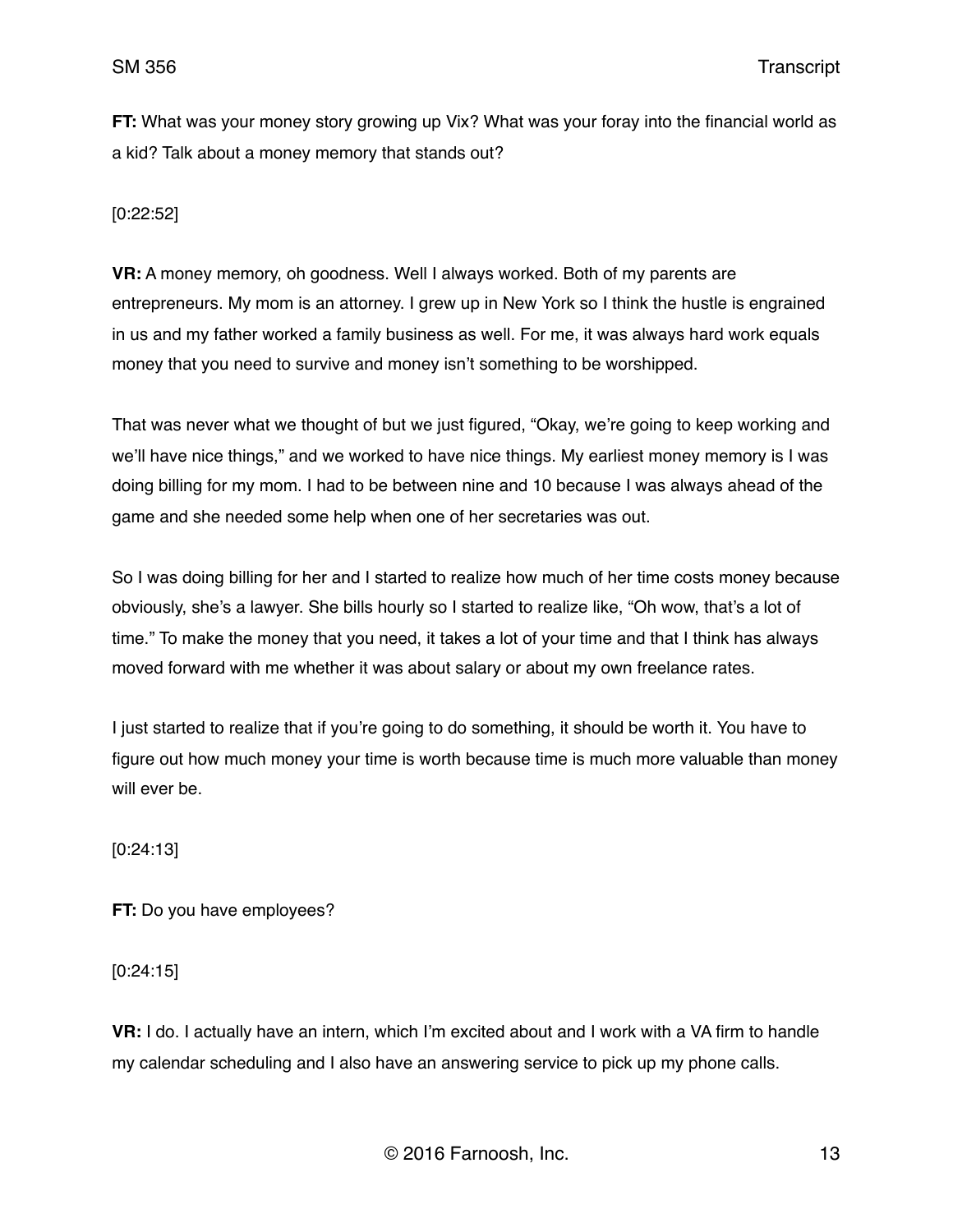**FT:** What was your money story growing up Vix? What was your foray into the financial world as a kid? Talk about a money memory that stands out?

[0:22:52]

**VR:** A money memory, oh goodness. Well I always worked. Both of my parents are entrepreneurs. My mom is an attorney. I grew up in New York so I think the hustle is engrained in us and my father worked a family business as well. For me, it was always hard work equals money that you need to survive and money isn't something to be worshipped.

That was never what we thought of but we just figured, "Okay, we're going to keep working and we'll have nice things," and we worked to have nice things. My earliest money memory is I was doing billing for my mom. I had to be between nine and 10 because I was always ahead of the game and she needed some help when one of her secretaries was out.

So I was doing billing for her and I started to realize how much of her time costs money because obviously, she's a lawyer. She bills hourly so I started to realize like, "Oh wow, that's a lot of time." To make the money that you need, it takes a lot of your time and that I think has always moved forward with me whether it was about salary or about my own freelance rates.

I just started to realize that if you're going to do something, it should be worth it. You have to figure out how much money your time is worth because time is much more valuable than money will ever be.

[0:24:13]

**FT:** Do you have employees?

[0:24:15]

**VR:** I do. I actually have an intern, which I'm excited about and I work with a VA firm to handle my calendar scheduling and I also have an answering service to pick up my phone calls.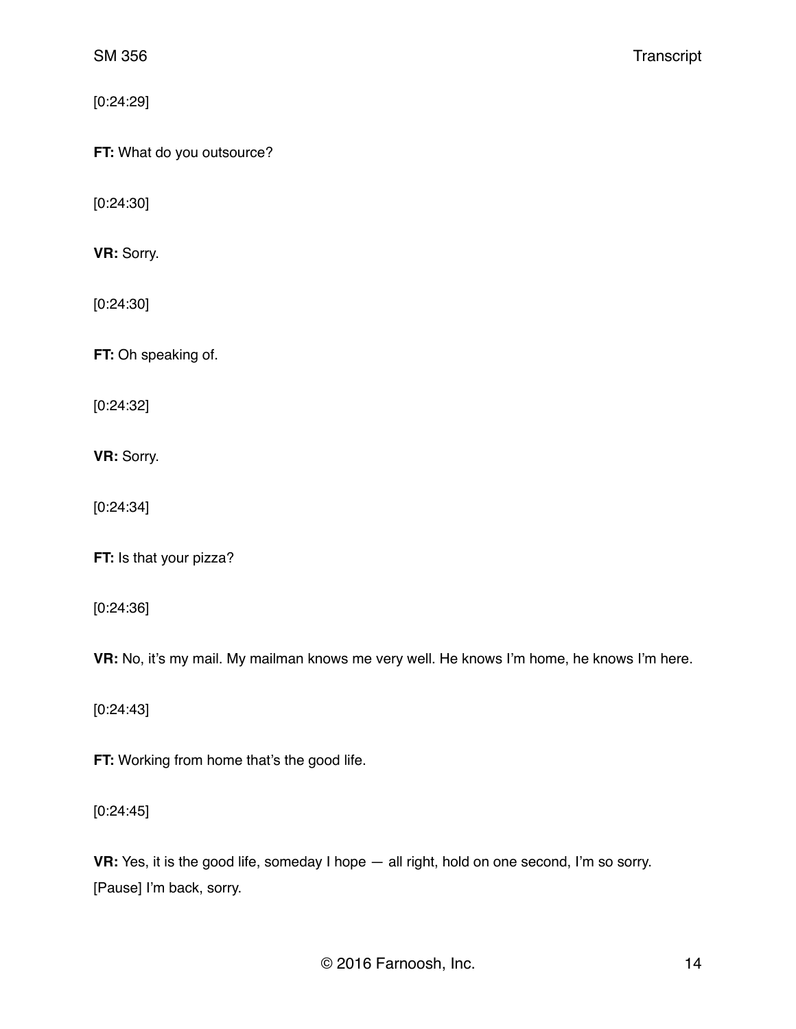[0:24:29]

**FT:** What do you outsource?

[0:24:30]

**VR:** Sorry.

[0:24:30]

**FT:** Oh speaking of.

[0:24:32]

**VR:** Sorry.

[0:24:34]

**FT:** Is that your pizza?

[0:24:36]

**VR:** No, it's my mail. My mailman knows me very well. He knows I'm home, he knows I'm here.

[0:24:43]

**FT:** Working from home that's the good life.

[0:24:45]

**VR:** Yes, it is the good life, someday I hope — all right, hold on one second, I'm so sorry. [Pause] I'm back, sorry.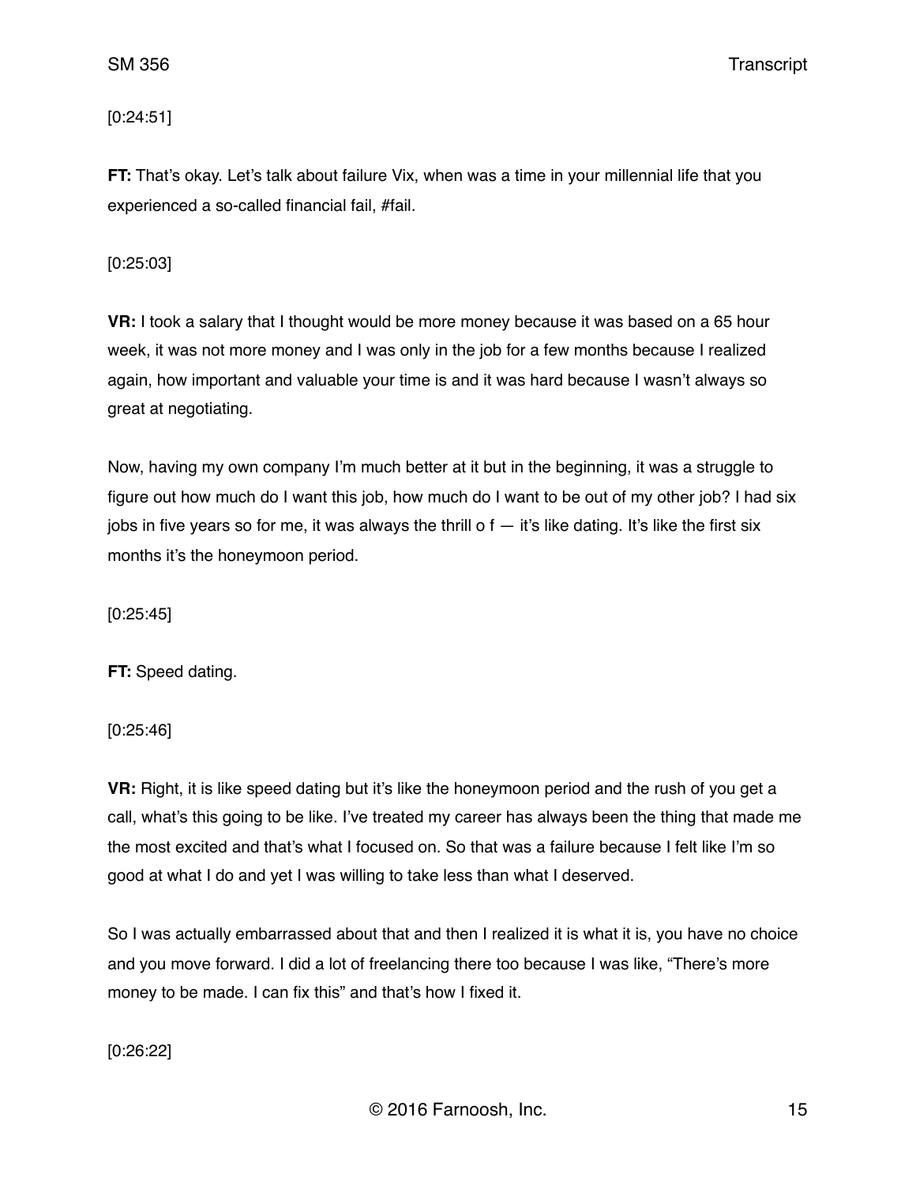[0:24:51]

**FT:** That's okay. Let's talk about failure Vix, when was a time in your millennial life that you experienced a so-called financial fail, #fail.

[0:25:03]

**VR:** I took a salary that I thought would be more money because it was based on a 65 hour week, it was not more money and I was only in the job for a few months because I realized again, how important and valuable your time is and it was hard because I wasn't always so great at negotiating.

Now, having my own company I'm much better at it but in the beginning, it was a struggle to figure out how much do I want this job, how much do I want to be out of my other job? I had six jobs in five years so for me, it was always the thrill o f — it's like dating. It's like the first six months it's the honeymoon period.

[0:25:45]

**FT:** Speed dating.

[0:25:46]

**VR:** Right, it is like speed dating but it's like the honeymoon period and the rush of you get a call, what's this going to be like. I've treated my career has always been the thing that made me the most excited and that's what I focused on. So that was a failure because I felt like I'm so good at what I do and yet I was willing to take less than what I deserved.

So I was actually embarrassed about that and then I realized it is what it is, you have no choice and you move forward. I did a lot of freelancing there too because I was like, "There's more money to be made. I can fix this" and that's how I fixed it.

[0:26:22]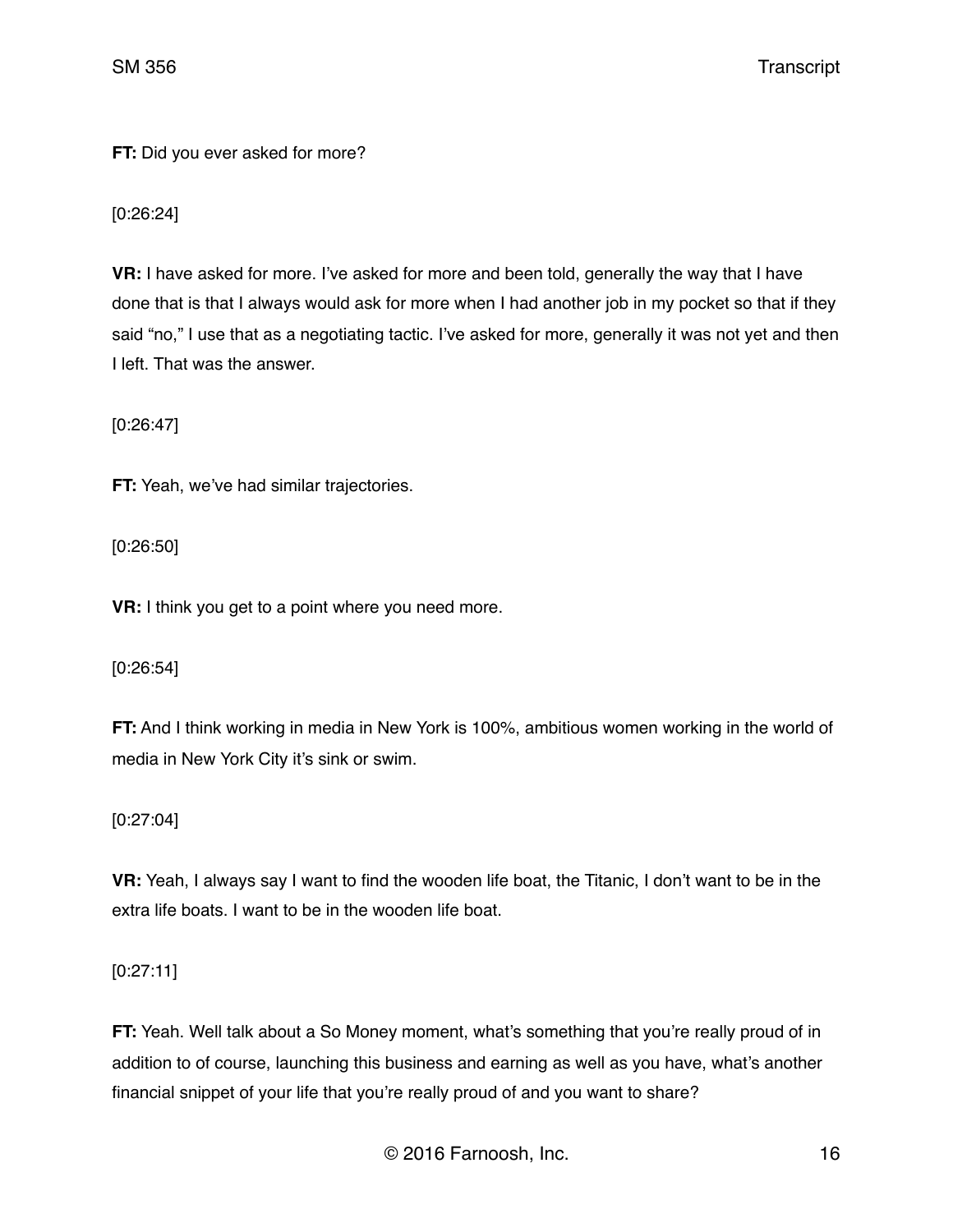**FT:** Did you ever asked for more?

[0:26:24]

**VR:** I have asked for more. I've asked for more and been told, generally the way that I have done that is that I always would ask for more when I had another job in my pocket so that if they said "no," I use that as a negotiating tactic. I've asked for more, generally it was not yet and then I left. That was the answer.

[0:26:47]

**FT:** Yeah, we've had similar trajectories.

[0:26:50]

**VR:** I think you get to a point where you need more.

[0:26:54]

**FT:** And I think working in media in New York is 100%, ambitious women working in the world of media in New York City it's sink or swim.

[0:27:04]

**VR:** Yeah, I always say I want to find the wooden life boat, the Titanic, I don't want to be in the extra life boats. I want to be in the wooden life boat.

[0:27:11]

**FT:** Yeah. Well talk about a So Money moment, what's something that you're really proud of in addition to of course, launching this business and earning as well as you have, what's another financial snippet of your life that you're really proud of and you want to share?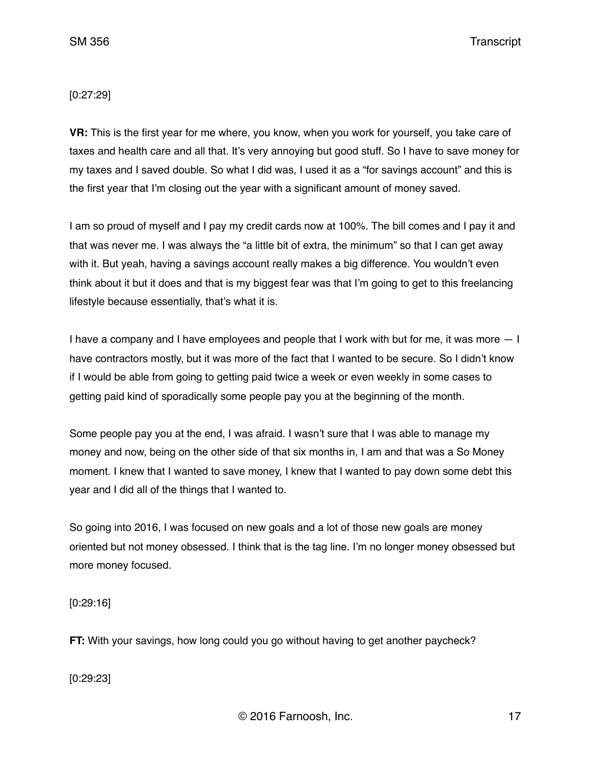[0:27:29]

**VR:** This is the first year for me where, you know, when you work for yourself, you take care of taxes and health care and all that. It's very annoying but good stuff. So I have to save money for my taxes and I saved double. So what I did was, I used it as a "for savings account" and this is the first year that I'm closing out the year with a significant amount of money saved.

I am so proud of myself and I pay my credit cards now at 100%. The bill comes and I pay it and that was never me. I was always the "a little bit of extra, the minimum" so that I can get away with it. But yeah, having a savings account really makes a big difference. You wouldn't even think about it but it does and that is my biggest fear was that I'm going to get to this freelancing lifestyle because essentially, that's what it is.

I have a company and I have employees and people that I work with but for me, it was more — I have contractors mostly, but it was more of the fact that I wanted to be secure. So I didn't know if I would be able from going to getting paid twice a week or even weekly in some cases to getting paid kind of sporadically some people pay you at the beginning of the month.

Some people pay you at the end, I was afraid. I wasn't sure that I was able to manage my money and now, being on the other side of that six months in, I am and that was a So Money moment. I knew that I wanted to save money, I knew that I wanted to pay down some debt this year and I did all of the things that I wanted to.

So going into 2016, I was focused on new goals and a lot of those new goals are money oriented but not money obsessed. I think that is the tag line. I'm no longer money obsessed but more money focused.

[0:29:16]

**FT:** With your savings, how long could you go without having to get another paycheck?

[0:29:23]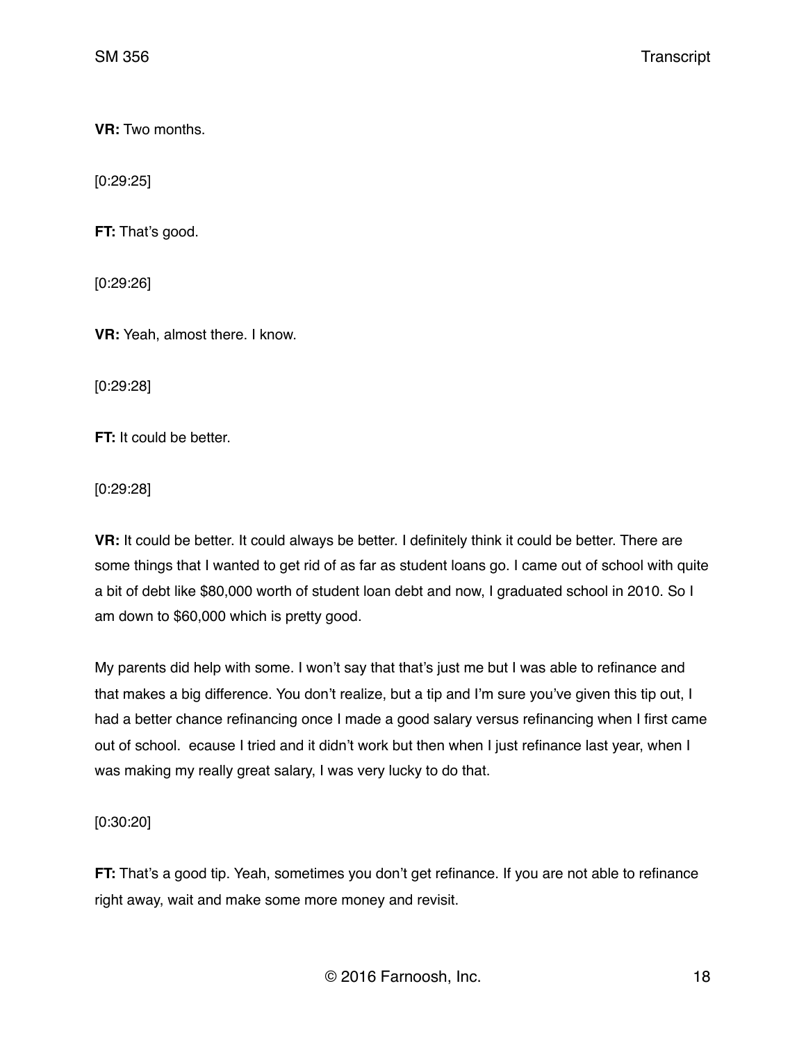**VR:** Two months.

[0:29:25]

**FT:** That's good.

[0:29:26]

**VR:** Yeah, almost there. I know.

[0:29:28]

**FT:** It could be better.

[0:29:28]

**VR:** It could be better. It could always be better. I definitely think it could be better. There are some things that I wanted to get rid of as far as student loans go. I came out of school with quite a bit of debt like $80,000 worth of student loan debt and now, I graduated school in 2010. So I am down to $60,000 which is pretty good.

My parents did help with some. I won't say that that's just me but I was able to refinance and that makes a big difference. You don't realize, but a tip and I'm sure you've given this tip out, I had a better chance refinancing once I made a good salary versus refinancing when I first came out of school.  ecause I tried and it didn't work but then when I just refinance last year, when I was making my really great salary, I was very lucky to do that.

[0:30:20]

**FT:** That's a good tip. Yeah, sometimes you don't get refinance. If you are not able to refinance right away, wait and make some more money and revisit.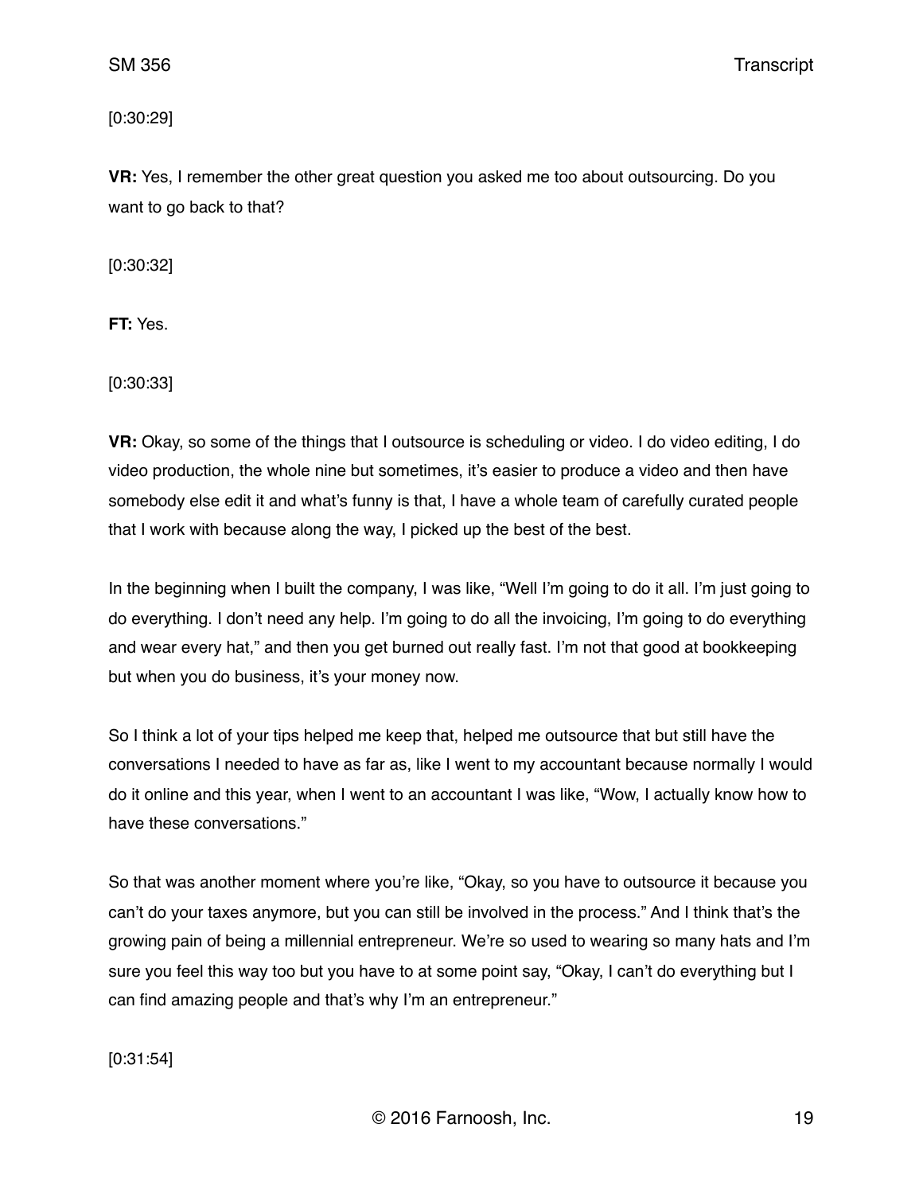[0:30:29]

**VR:** Yes, I remember the other great question you asked me too about outsourcing. Do you want to go back to that?

[0:30:32]

**FT:** Yes.

[0:30:33]

**VR:** Okay, so some of the things that I outsource is scheduling or video. I do video editing, I do video production, the whole nine but sometimes, it's easier to produce a video and then have somebody else edit it and what's funny is that, I have a whole team of carefully curated people that I work with because along the way, I picked up the best of the best.

In the beginning when I built the company, I was like, "Well I'm going to do it all. I'm just going to do everything. I don't need any help. I'm going to do all the invoicing, I'm going to do everything and wear every hat," and then you get burned out really fast. I'm not that good at bookkeeping but when you do business, it's your money now.

So I think a lot of your tips helped me keep that, helped me outsource that but still have the conversations I needed to have as far as, like I went to my accountant because normally I would do it online and this year, when I went to an accountant I was like, "Wow, I actually know how to have these conversations."

So that was another moment where you're like, "Okay, so you have to outsource it because you can't do your taxes anymore, but you can still be involved in the process." And I think that's the growing pain of being a millennial entrepreneur. We're so used to wearing so many hats and I'm sure you feel this way too but you have to at some point say, "Okay, I can't do everything but I can find amazing people and that's why I'm an entrepreneur."

[0:31:54]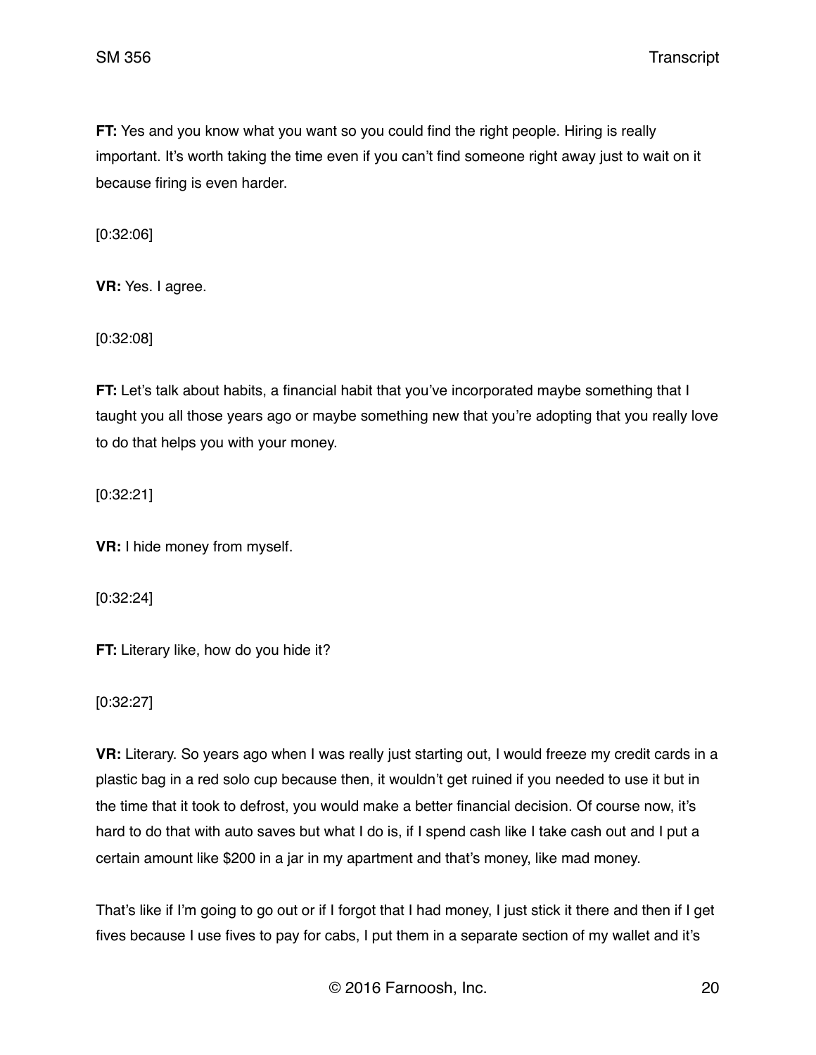**FT:** Yes and you know what you want so you could find the right people. Hiring is really important. It's worth taking the time even if you can't find someone right away just to wait on it because firing is even harder.

[0:32:06]

**VR:** Yes. I agree.

[0:32:08]

**FT:** Let's talk about habits, a financial habit that you've incorporated maybe something that I taught you all those years ago or maybe something new that you're adopting that you really love to do that helps you with your money.

[0:32:21]

**VR:** I hide money from myself.

[0:32:24]

**FT:** Literary like, how do you hide it?

[0:32:27]

**VR:** Literary. So years ago when I was really just starting out, I would freeze my credit cards in a plastic bag in a red solo cup because then, it wouldn't get ruined if you needed to use it but in the time that it took to defrost, you would make a better financial decision. Of course now, it's hard to do that with auto saves but what I do is, if I spend cash like I take cash out and I put a certain amount like $200 in a jar in my apartment and that's money, like mad money.

That's like if I'm going to go out or if I forgot that I had money, I just stick it there and then if I get fives because I use fives to pay for cabs, I put them in a separate section of my wallet and it's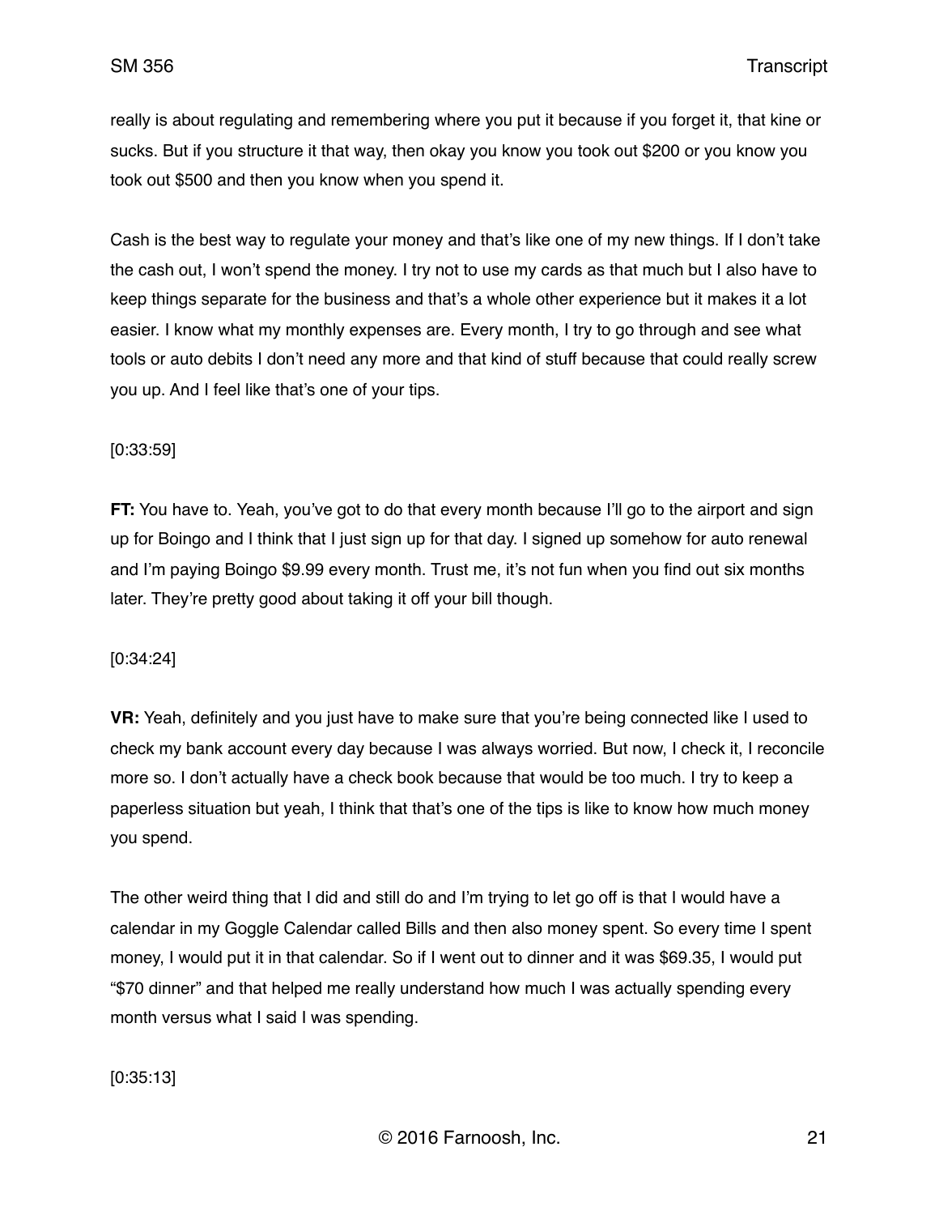really is about regulating and remembering where you put it because if you forget it, that kine or sucks. But if you structure it that way, then okay you know you took out $200 or you know you took out $500 and then you know when you spend it.

Cash is the best way to regulate your money and that's like one of my new things. If I don't take the cash out, I won't spend the money. I try not to use my cards as that much but I also have to keep things separate for the business and that's a whole other experience but it makes it a lot easier. I know what my monthly expenses are. Every month, I try to go through and see what tools or auto debits I don't need any more and that kind of stuff because that could really screw you up. And I feel like that's one of your tips.

[0:33:59]

**FT:** You have to. Yeah, you've got to do that every month because I'll go to the airport and sign up for Boingo and I think that I just sign up for that day. I signed up somehow for auto renewal and I'm paying Boingo $9.99 every month. Trust me, it's not fun when you find out six months later. They're pretty good about taking it off your bill though.

[0:34:24]

**VR:** Yeah, definitely and you just have to make sure that you're being connected like I used to check my bank account every day because I was always worried. But now, I check it, I reconcile more so. I don't actually have a check book because that would be too much. I try to keep a paperless situation but yeah, I think that that's one of the tips is like to know how much money you spend.

The other weird thing that I did and still do and I'm trying to let go off is that I would have a calendar in my Goggle Calendar called Bills and then also money spent. So every time I spent money, I would put it in that calendar. So if I went out to dinner and it was $69.35, I would put "$70 dinner" and that helped me really understand how much I was actually spending every month versus what I said I was spending.

[0:35:13]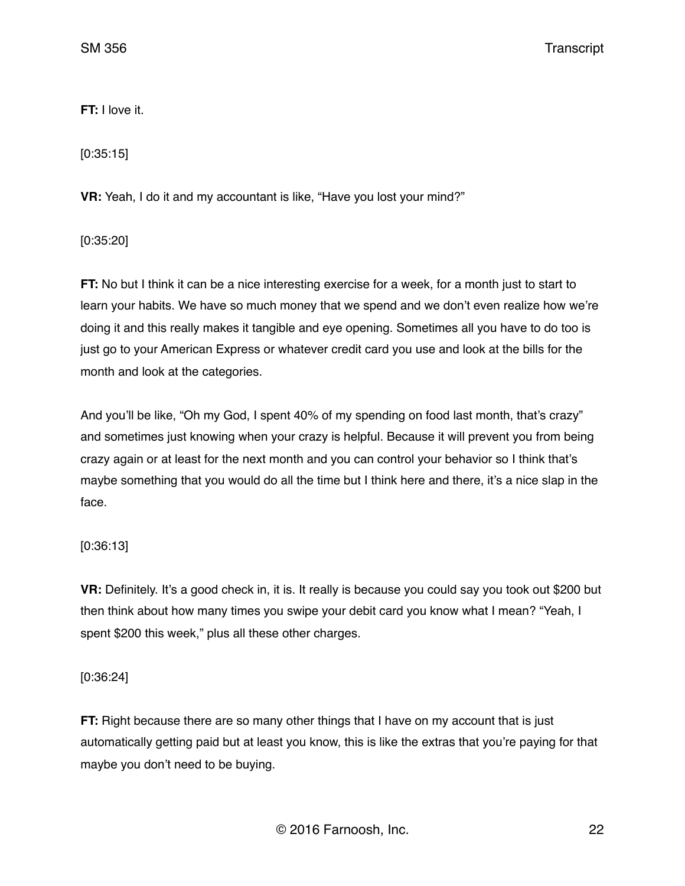**FT:** I love it.

[0:35:15]

**VR:** Yeah, I do it and my accountant is like, "Have you lost your mind?"

[0:35:20]

**FT:** No but I think it can be a nice interesting exercise for a week, for a month just to start to learn your habits. We have so much money that we spend and we don't even realize how we're doing it and this really makes it tangible and eye opening. Sometimes all you have to do too is just go to your American Express or whatever credit card you use and look at the bills for the month and look at the categories.

And you'll be like, "Oh my God, I spent 40% of my spending on food last month, that's crazy" and sometimes just knowing when your crazy is helpful. Because it will prevent you from being crazy again or at least for the next month and you can control your behavior so I think that's maybe something that you would do all the time but I think here and there, it's a nice slap in the face.

[0:36:13]

**VR:** Definitely. It's a good check in, it is. It really is because you could say you took out $200 but then think about how many times you swipe your debit card you know what I mean? "Yeah, I spent $200 this week," plus all these other charges.

[0:36:24]

**FT:** Right because there are so many other things that I have on my account that is just automatically getting paid but at least you know, this is like the extras that you're paying for that maybe you don't need to be buying.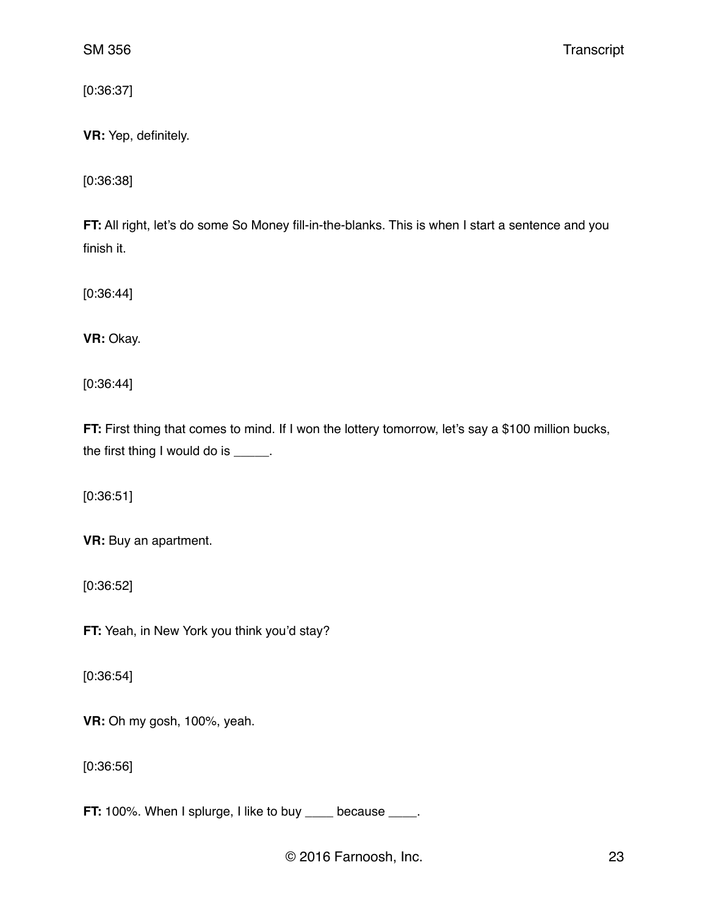[0:36:37]

**VR:** Yep, definitely.

[0:36:38]

**FT:** All right, let's do some So Money fill-in-the-blanks. This is when I start a sentence and you finish it.

[0:36:44]

**VR:** Okay.

[0:36:44]

**FT:** First thing that comes to mind. If I won the lottery tomorrow, let's say a $100 million bucks, the first thing I would do is _____.

[0:36:51]

**VR:** Buy an apartment.

[0:36:52]

**FT:** Yeah, in New York you think you'd stay?

[0:36:54]

**VR:** Oh my gosh, 100%, yeah.

[0:36:56]

**FT:** 100%. When I splurge, I like to buy ____ because ____.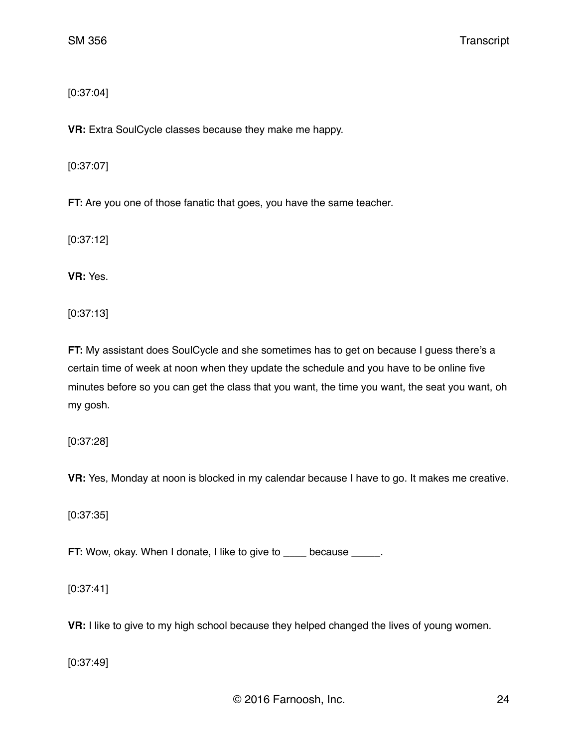[0:37:04]

**VR:** Extra SoulCycle classes because they make me happy.

[0:37:07]

**FT:** Are you one of those fanatic that goes, you have the same teacher.

[0:37:12]

**VR:** Yes.

[0:37:13]

**FT:** My assistant does SoulCycle and she sometimes has to get on because I guess there's a certain time of week at noon when they update the schedule and you have to be online five minutes before so you can get the class that you want, the time you want, the seat you want, oh my gosh.

[0:37:28]

**VR:** Yes, Monday at noon is blocked in my calendar because I have to go. It makes me creative.

[0:37:35]

**FT:** Wow, okay. When I donate, I like to give to ____ because _____.

[0:37:41]

**VR:** I like to give to my high school because they helped changed the lives of young women.

[0:37:49]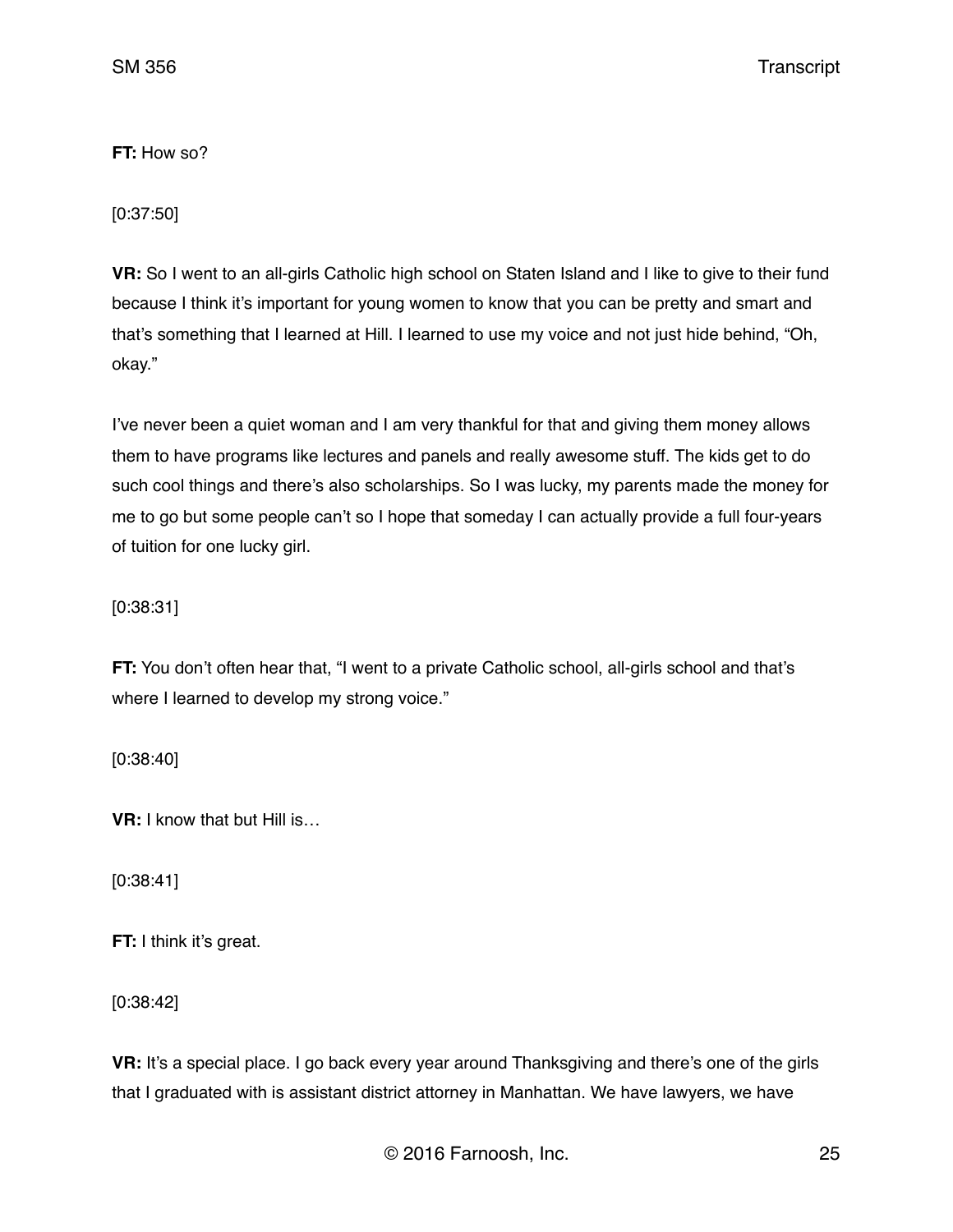**FT:** How so?

[0:37:50]

**VR:** So I went to an all-girls Catholic high school on Staten Island and I like to give to their fund because I think it's important for young women to know that you can be pretty and smart and that's something that I learned at Hill. I learned to use my voice and not just hide behind, "Oh, okay."

I've never been a quiet woman and I am very thankful for that and giving them money allows them to have programs like lectures and panels and really awesome stuff. The kids get to do such cool things and there's also scholarships. So I was lucky, my parents made the money for me to go but some people can't so I hope that someday I can actually provide a full four-years of tuition for one lucky girl.

[0:38:31]

**FT:** You don't often hear that, "I went to a private Catholic school, all-girls school and that's where I learned to develop my strong voice."

[0:38:40]

**VR:** I know that but Hill is…

[0:38:41]

**FT:** I think it's great.

[0:38:42]

**VR:** It's a special place. I go back every year around Thanksgiving and there's one of the girls that I graduated with is assistant district attorney in Manhattan. We have lawyers, we have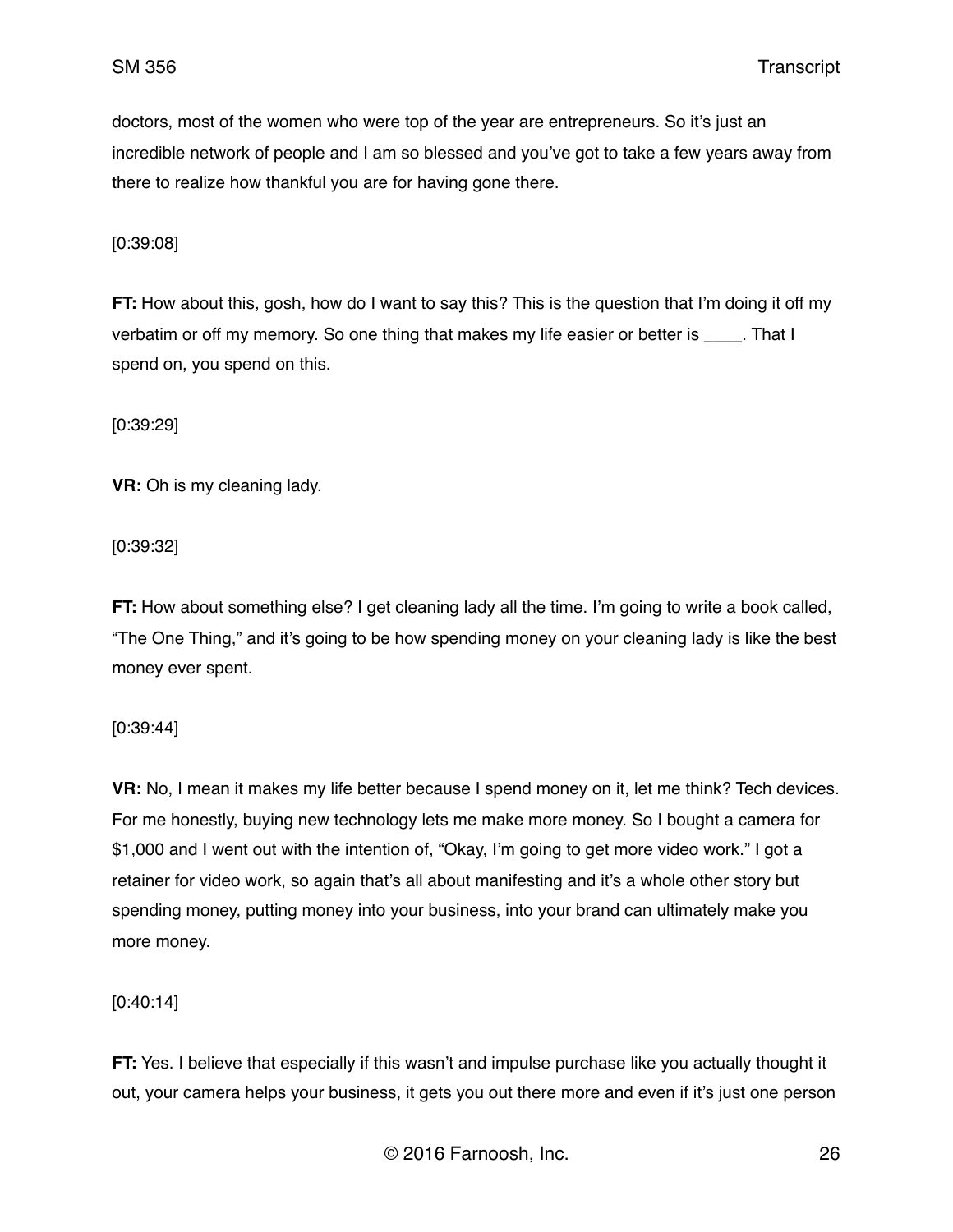doctors, most of the women who were top of the year are entrepreneurs. So it's just an incredible network of people and I am so blessed and you've got to take a few years away from there to realize how thankful you are for having gone there.

[0:39:08]

**FT:** How about this, gosh, how do I want to say this? This is the question that I'm doing it off my verbatim or off my memory. So one thing that makes my life easier or better is ____. That I spend on, you spend on this.

[0:39:29]

**VR:** Oh is my cleaning lady.

[0:39:32]

**FT:** How about something else? I get cleaning lady all the time. I'm going to write a book called, "The One Thing," and it's going to be how spending money on your cleaning lady is like the best money ever spent.

[0:39:44]

**VR:** No, I mean it makes my life better because I spend money on it, let me think? Tech devices. For me honestly, buying new technology lets me make more money. So I bought a camera for $1,000 and I went out with the intention of, "Okay, I'm going to get more video work." I got a retainer for video work, so again that's all about manifesting and it's a whole other story but spending money, putting money into your business, into your brand can ultimately make you more money.

[0:40:14]

**FT:** Yes. I believe that especially if this wasn't and impulse purchase like you actually thought it out, your camera helps your business, it gets you out there more and even if it's just one person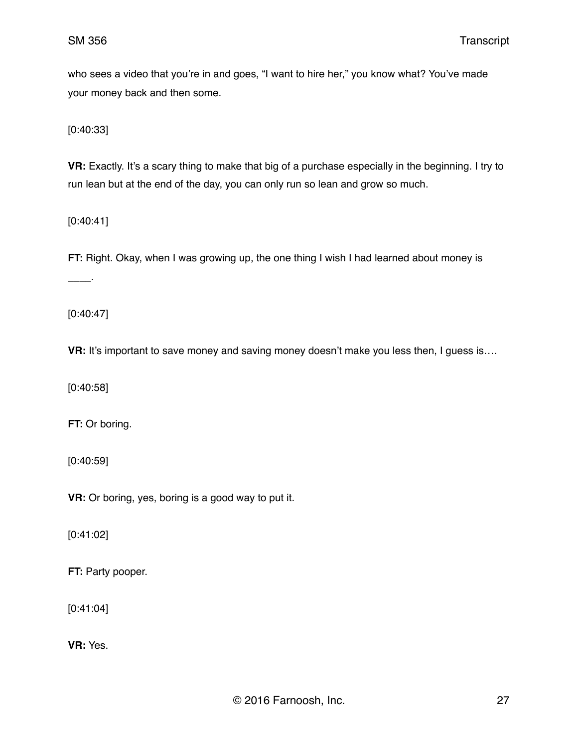who sees a video that you're in and goes, "I want to hire her," you know what? You've made your money back and then some.

[0:40:33]

**VR:** Exactly. It's a scary thing to make that big of a purchase especially in the beginning. I try to run lean but at the end of the day, you can only run so lean and grow so much.

[0:40:41]

**FT:** Right. Okay, when I was growing up, the one thing I wish I had learned about money is ____.

[0:40:47]

**VR:** It's important to save money and saving money doesn't make you less then, I guess is….

[0:40:58]

**FT:** Or boring.

[0:40:59]

**VR:** Or boring, yes, boring is a good way to put it.

[0:41:02]

**FT:** Party pooper.

[0:41:04]

**VR:** Yes.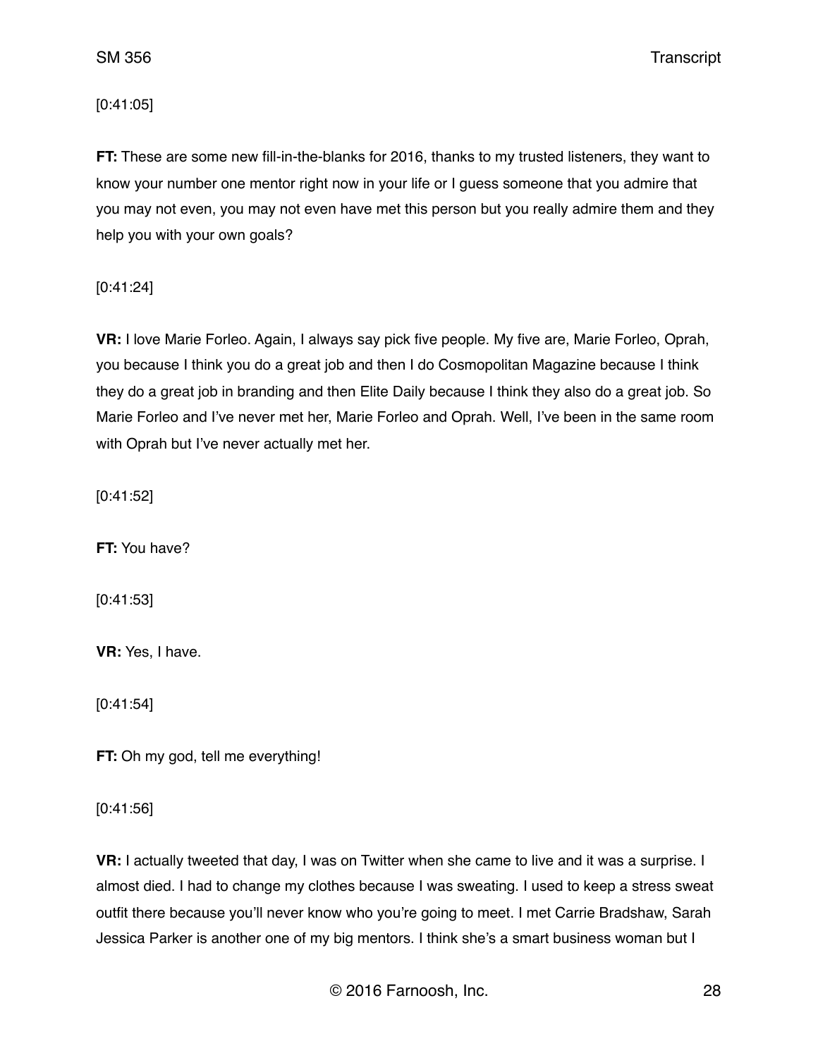[0:41:05]

**FT:** These are some new fill-in-the-blanks for 2016, thanks to my trusted listeners, they want to know your number one mentor right now in your life or I guess someone that you admire that you may not even, you may not even have met this person but you really admire them and they help you with your own goals?

[0:41:24]

**VR:** I love Marie Forleo. Again, I always say pick five people. My five are, Marie Forleo, Oprah, you because I think you do a great job and then I do Cosmopolitan Magazine because I think they do a great job in branding and then Elite Daily because I think they also do a great job. So Marie Forleo and I've never met her, Marie Forleo and Oprah. Well, I've been in the same room with Oprah but I've never actually met her.

[0:41:52]

**FT:** You have?

[0:41:53]

**VR:** Yes, I have.

[0:41:54]

**FT:** Oh my god, tell me everything!

[0:41:56]

**VR:** I actually tweeted that day, I was on Twitter when she came to live and it was a surprise. I almost died. I had to change my clothes because I was sweating. I used to keep a stress sweat outfit there because you'll never know who you're going to meet. I met Carrie Bradshaw, Sarah Jessica Parker is another one of my big mentors. I think she's a smart business woman but I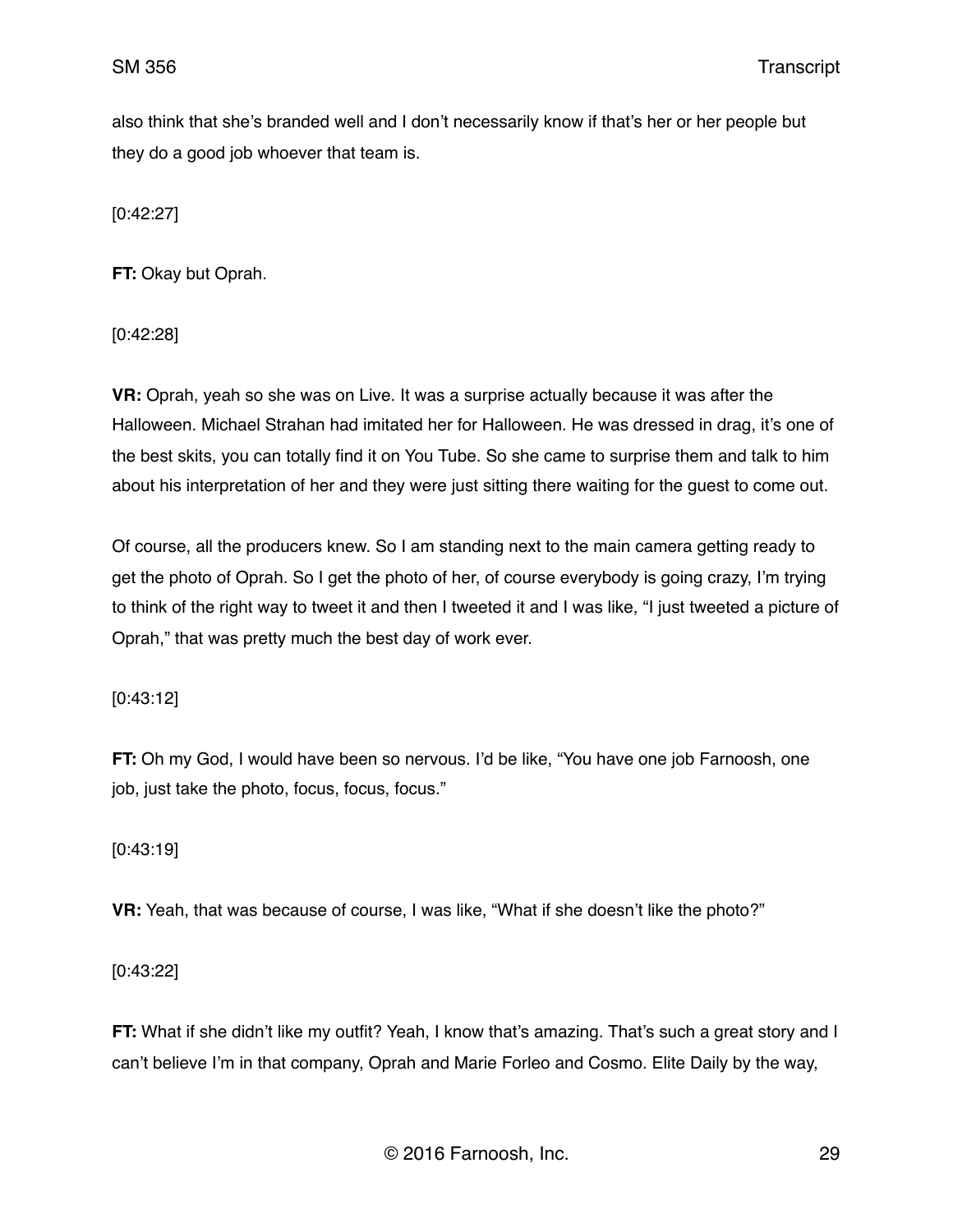also think that she's branded well and I don't necessarily know if that's her or her people but they do a good job whoever that team is.

[0:42:27]

**FT:** Okay but Oprah.

[0:42:28]

**VR:** Oprah, yeah so she was on Live. It was a surprise actually because it was after the Halloween. Michael Strahan had imitated her for Halloween. He was dressed in drag, it's one of the best skits, you can totally find it on You Tube. So she came to surprise them and talk to him about his interpretation of her and they were just sitting there waiting for the guest to come out.

Of course, all the producers knew. So I am standing next to the main camera getting ready to get the photo of Oprah. So I get the photo of her, of course everybody is going crazy, I'm trying to think of the right way to tweet it and then I tweeted it and I was like, "I just tweeted a picture of Oprah," that was pretty much the best day of work ever.

[0:43:12]

**FT:** Oh my God, I would have been so nervous. I'd be like, "You have one job Farnoosh, one job, just take the photo, focus, focus, focus."

[0:43:19]

**VR:** Yeah, that was because of course, I was like, "What if she doesn't like the photo?"

[0:43:22]

**FT:** What if she didn't like my outfit? Yeah, I know that's amazing. That's such a great story and I can't believe I'm in that company, Oprah and Marie Forleo and Cosmo. Elite Daily by the way,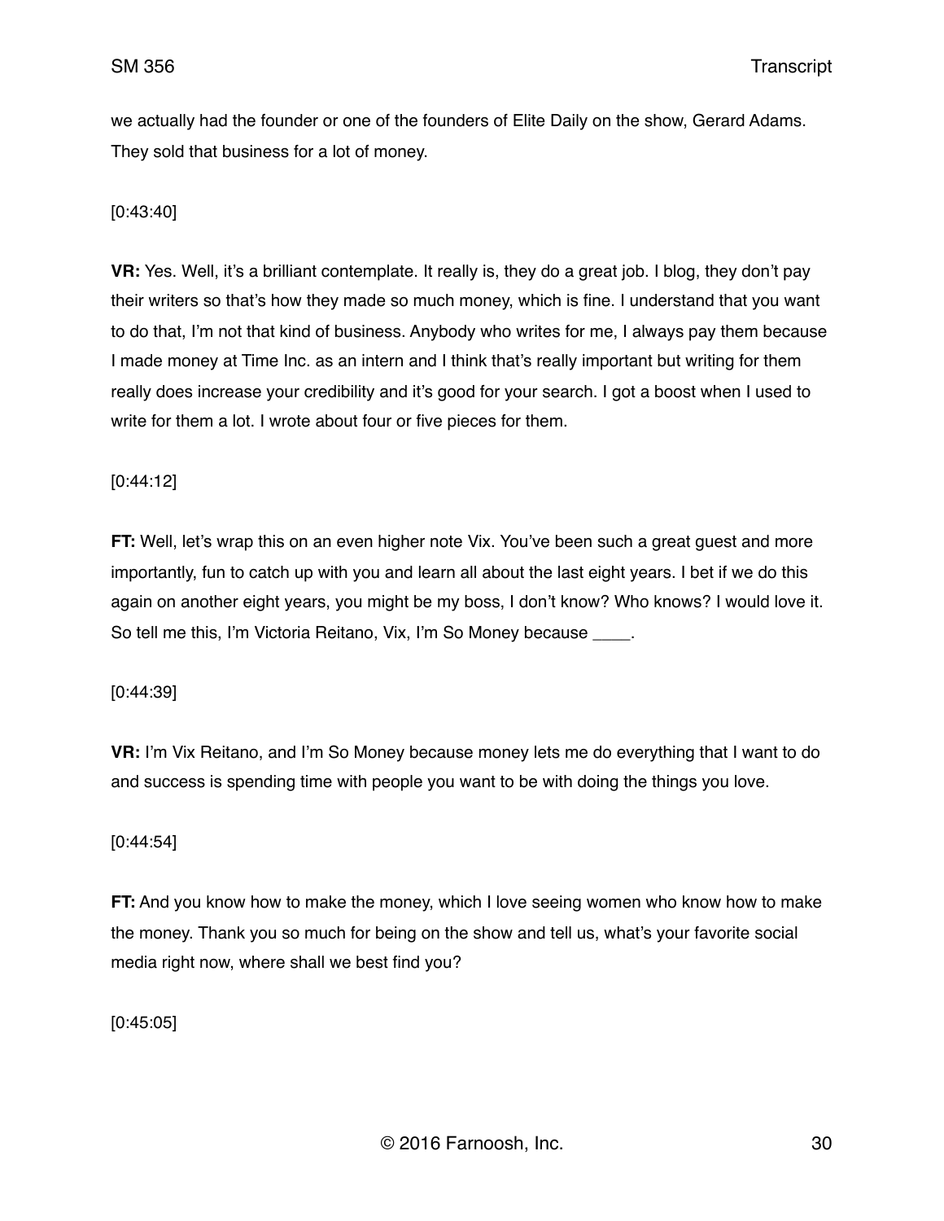we actually had the founder or one of the founders of Elite Daily on the show, Gerard Adams. They sold that business for a lot of money.

[0:43:40]

**VR:** Yes. Well, it's a brilliant contemplate. It really is, they do a great job. I blog, they don't pay their writers so that's how they made so much money, which is fine. I understand that you want to do that, I'm not that kind of business. Anybody who writes for me, I always pay them because I made money at Time Inc. as an intern and I think that's really important but writing for them really does increase your credibility and it's good for your search. I got a boost when I used to write for them a lot. I wrote about four or five pieces for them.

[0:44:12]

**FT:** Well, let's wrap this on an even higher note Vix. You've been such a great guest and more importantly, fun to catch up with you and learn all about the last eight years. I bet if we do this again on another eight years, you might be my boss, I don't know? Who knows? I would love it. So tell me this, I'm Victoria Reitano, Vix, I'm So Money because ____.

[0:44:39]

**VR:** I'm Vix Reitano, and I'm So Money because money lets me do everything that I want to do and success is spending time with people you want to be with doing the things you love.

[0:44:54]

**FT:** And you know how to make the money, which I love seeing women who know how to make the money. Thank you so much for being on the show and tell us, what's your favorite social media right now, where shall we best find you?

[0:45:05]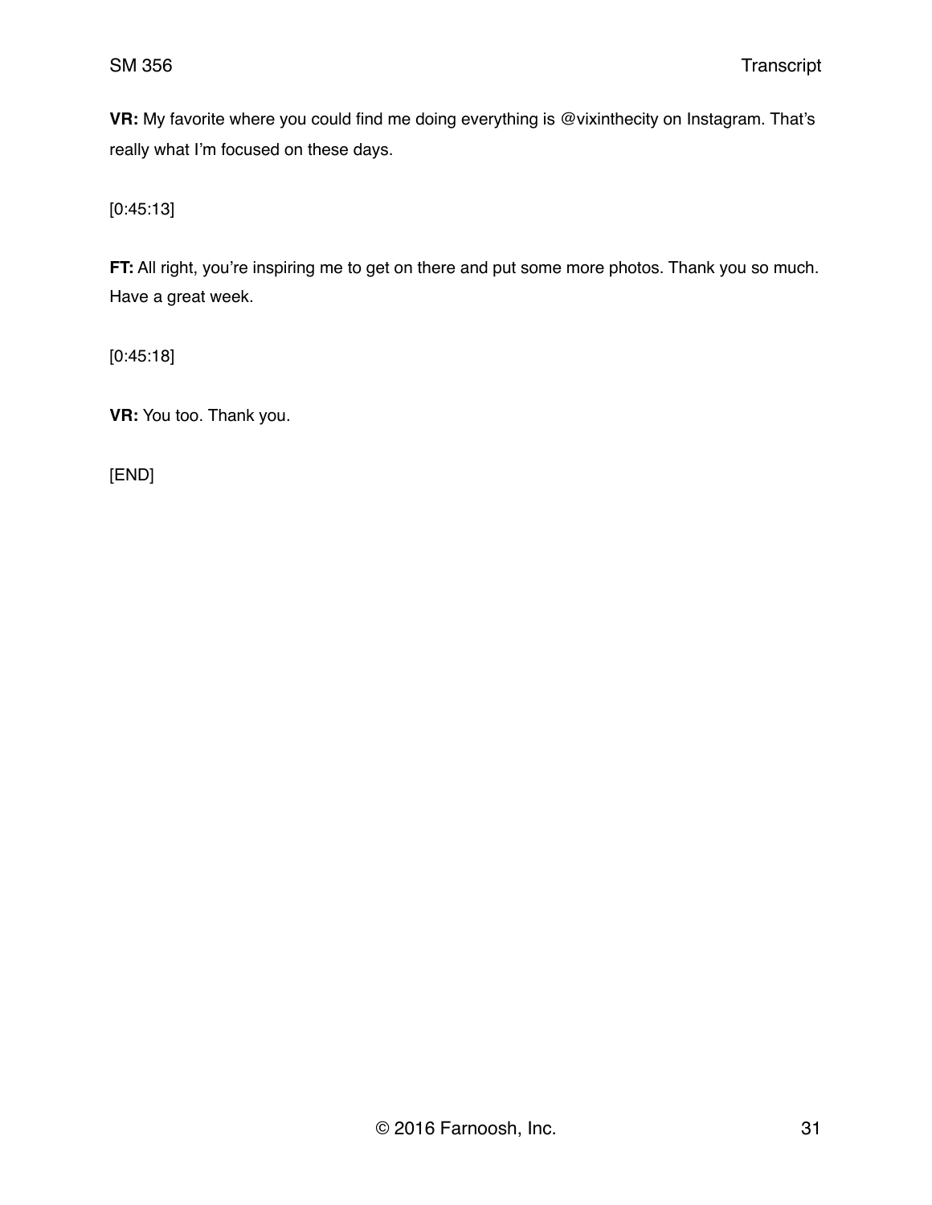**VR:** My favorite where you could find me doing everything is @vixinthecity on Instagram. That's really what I'm focused on these days.

[0:45:13]

**FT:** All right, you're inspiring me to get on there and put some more photos. Thank you so much. Have a great week.

[0:45:18]

**VR:** You too. Thank you.

[END]